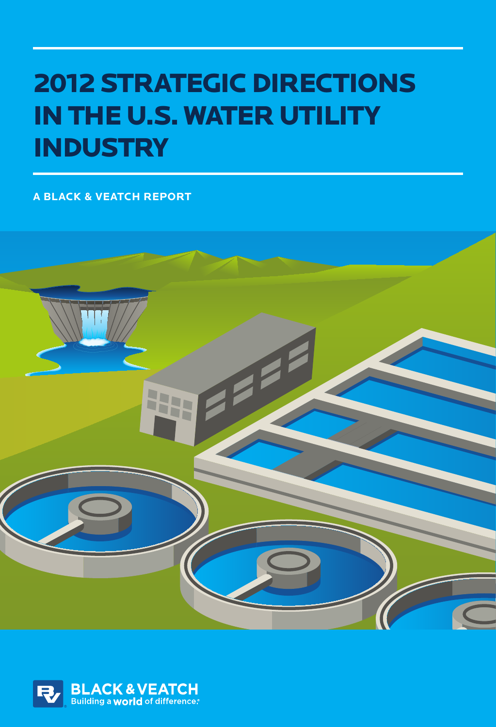# 2012 STRATEGIC DIRECTIONS IN THE U.S. WATER UTILITY INDUSTRY

**A BLACK & VEATCH REPORT**

BLACK & VEATCH
Building a world of difference.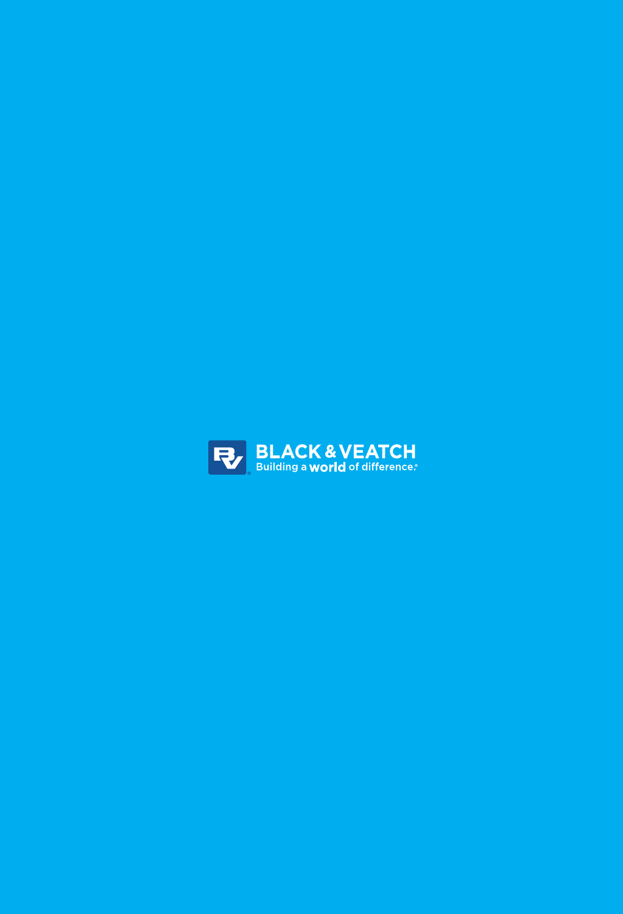BLACK & VEATCH

Building a world of difference.®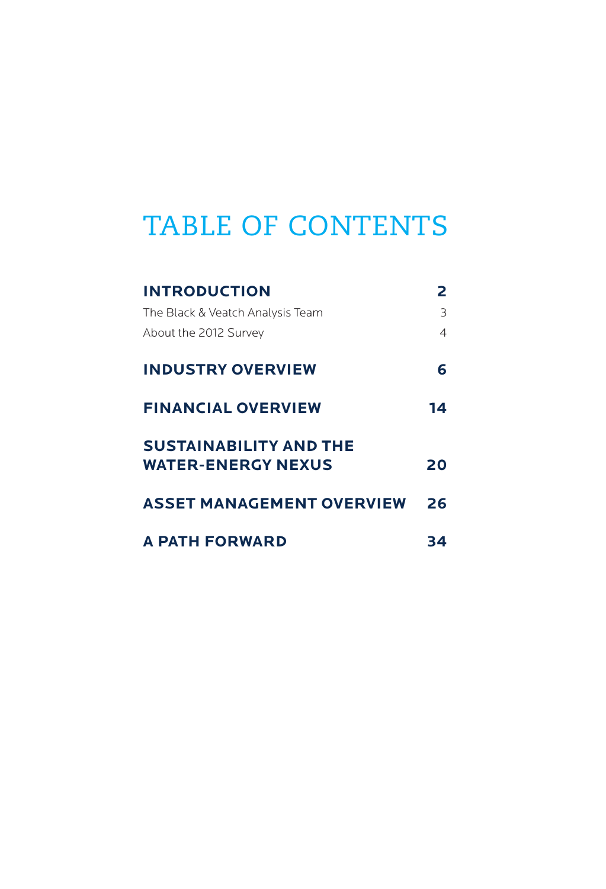# TABLE OF CONTENTS

| | |
|---|---|
| **INTRODUCTION** | **2** |
| The Black & Veatch Analysis Team | 3 |
| About the 2012 Survey | 4 |
| **INDUSTRY OVERVIEW** | **6** |
| **FINANCIAL OVERVIEW** | **14** |
| **SUSTAINABILITY AND THE WATER-ENERGY NEXUS** | **20** |
| **ASSET MANAGEMENT OVERVIEW** | **26** |
| **A PATH FORWARD** | **34** |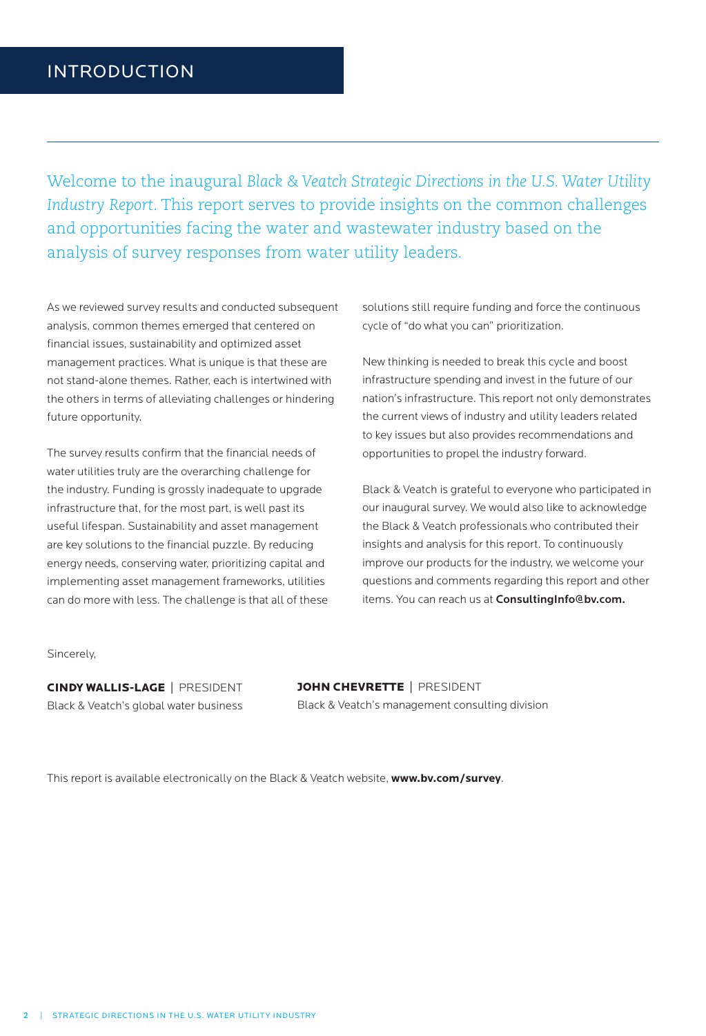# INTRODUCTION

Welcome to the inaugural *Black & Veatch Strategic Directions in the U.S. Water Utility Industry Report*. This report serves to provide insights on the common challenges and opportunities facing the water and wastewater industry based on the analysis of survey responses from water utility leaders.

As we reviewed survey results and conducted subsequent analysis, common themes emerged that centered on financial issues, sustainability and optimized asset management practices. What is unique is that these are not stand-alone themes. Rather, each is intertwined with the others in terms of alleviating challenges or hindering future opportunity.

The survey results confirm that the financial needs of water utilities truly are the overarching challenge for the industry. Funding is grossly inadequate to upgrade infrastructure that, for the most part, is well past its useful lifespan. Sustainability and asset management are key solutions to the financial puzzle. By reducing energy needs, conserving water, prioritizing capital and implementing asset management frameworks, utilities can do more with less. The challenge is that all of these solutions still require funding and force the continuous cycle of "do what you can" prioritization.

New thinking is needed to break this cycle and boost infrastructure spending and invest in the future of our nation's infrastructure. This report not only demonstrates the current views of industry and utility leaders related to key issues but also provides recommendations and opportunities to propel the industry forward.

Black & Veatch is grateful to everyone who participated in our inaugural survey. We would also like to acknowledge the Black & Veatch professionals who contributed their insights and analysis for this report. To continuously improve our products for the industry, we welcome your questions and comments regarding this report and other items. You can reach us at **ConsultingInfo@bv.com.**

Sincerely,

**CINDY WALLIS-LAGE** | PRESIDENT
Black & Veatch's global water business

**JOHN CHEVRETTE** | PRESIDENT
Black & Veatch's management consulting division

This report is available electronically on the Black & Veatch website, **www.bv.com/survey**.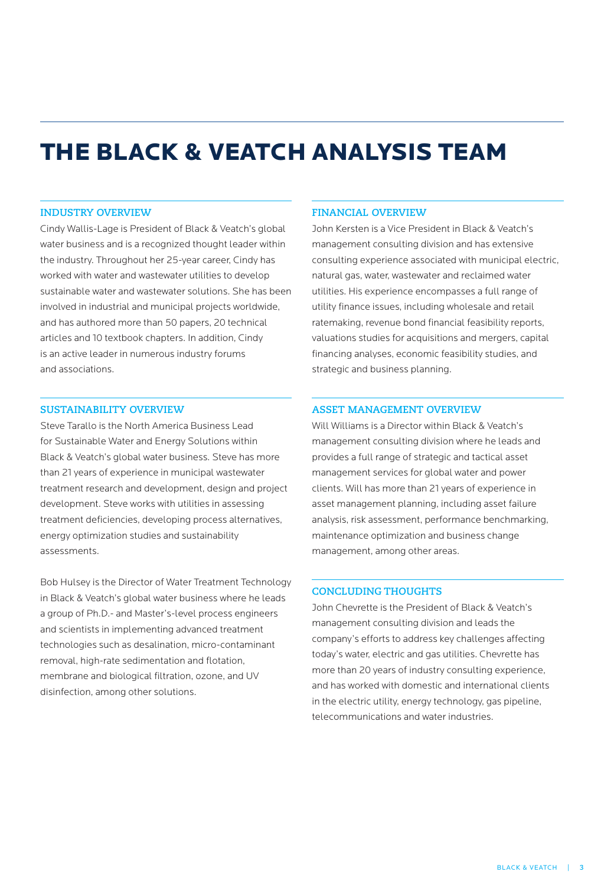# THE BLACK & VEATCH ANALYSIS TEAM

## INDUSTRY OVERVIEW

Cindy Wallis-Lage is President of Black & Veatch's global water business and is a recognized thought leader within the industry. Throughout her 25-year career, Cindy has worked with water and wastewater utilities to develop sustainable water and wastewater solutions. She has been involved in industrial and municipal projects worldwide, and has authored more than 50 papers, 20 technical articles and 10 textbook chapters. In addition, Cindy is an active leader in numerous industry forums and associations.

## SUSTAINABILITY OVERVIEW

Steve Tarallo is the North America Business Lead for Sustainable Water and Energy Solutions within Black & Veatch's global water business. Steve has more than 21 years of experience in municipal wastewater treatment research and development, design and project development. Steve works with utilities in assessing treatment deficiencies, developing process alternatives, energy optimization studies and sustainability assessments.

Bob Hulsey is the Director of Water Treatment Technology in Black & Veatch's global water business where he leads a group of Ph.D.- and Master's-level process engineers and scientists in implementing advanced treatment technologies such as desalination, micro-contaminant removal, high-rate sedimentation and flotation, membrane and biological filtration, ozone, and UV disinfection, among other solutions.

## FINANCIAL OVERVIEW

John Kersten is a Vice President in Black & Veatch's management consulting division and has extensive consulting experience associated with municipal electric, natural gas, water, wastewater and reclaimed water utilities. His experience encompasses a full range of utility finance issues, including wholesale and retail ratemaking, revenue bond financial feasibility reports, valuations studies for acquisitions and mergers, capital financing analyses, economic feasibility studies, and strategic and business planning.

## ASSET MANAGEMENT OVERVIEW

Will Williams is a Director within Black & Veatch's management consulting division where he leads and provides a full range of strategic and tactical asset management services for global water and power clients. Will has more than 21 years of experience in asset management planning, including asset failure analysis, risk assessment, performance benchmarking, maintenance optimization and business change management, among other areas.

## CONCLUDING THOUGHTS

John Chevrette is the President of Black & Veatch's management consulting division and leads the company's efforts to address key challenges affecting today's water, electric and gas utilities. Chevrette has more than 20 years of industry consulting experience, and has worked with domestic and international clients in the electric utility, energy technology, gas pipeline, telecommunications and water industries.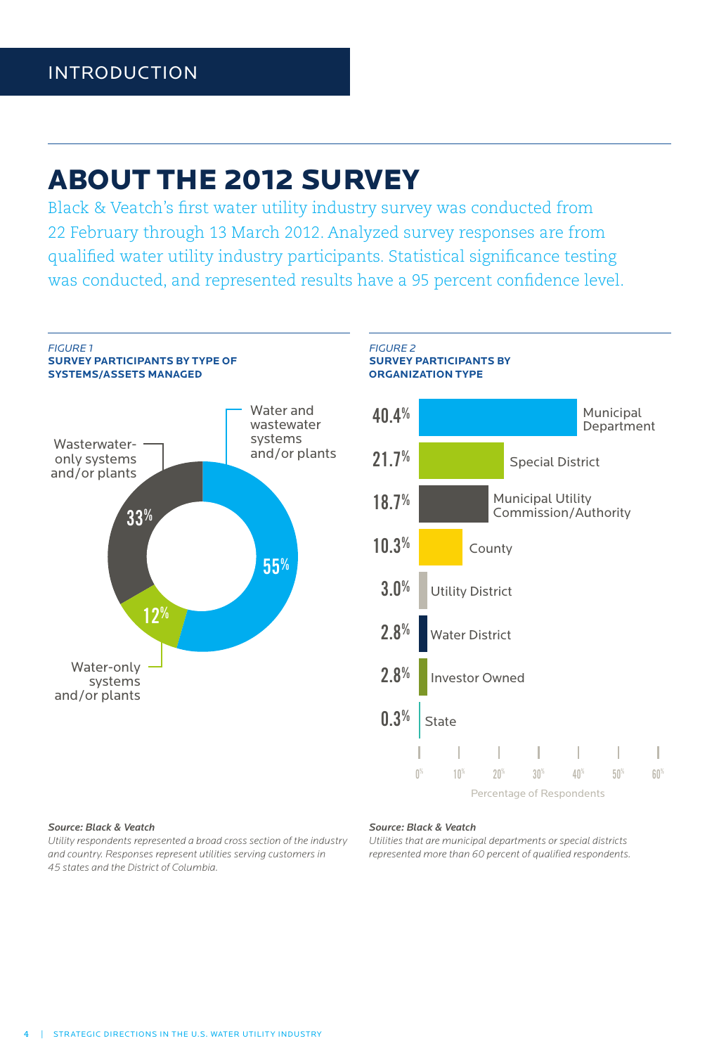INTRODUCTION

# ABOUT THE 2012 SURVEY

Black & Veatch's first water utility industry survey was conducted from 22 February through 13 March 2012. Analyzed survey responses are from qualified water utility industry participants. Statistical significance testing was conducted, and represented results have a 95 percent confidence level.

*FIGURE 1*
**SURVEY PARTICIPANTS BY TYPE OF SYSTEMS/ASSETS MANAGED**

| Type | Percentage |
|---|---|
| Water and wastewater systems and/or plants | 55% |
| Wasterwater-only systems and/or plants | 33% |
| Water-only systems and/or plants | 12% |

***Source: Black & Veatch***
*Utility respondents represented a broad cross section of the industry and country. Responses represent utilities serving customers in 45 states and the District of Columbia.*

*FIGURE 2*
**SURVEY PARTICIPANTS BY ORGANIZATION TYPE**

| Organization Type | Percentage of Respondents |
|---|---|
| Municipal Department | 40.4% |
| Special District | 21.7% |
| Municipal Utility Commission/Authority | 18.7% |
| County | 10.3% |
| Utility District | 3.0% |
| Water District | 2.8% |
| Investor Owned | 2.8% |
| State | 0.3% |

***Source: Black & Veatch***
*Utilities that are municipal departments or special districts represented more than 60 percent of qualified respondents.*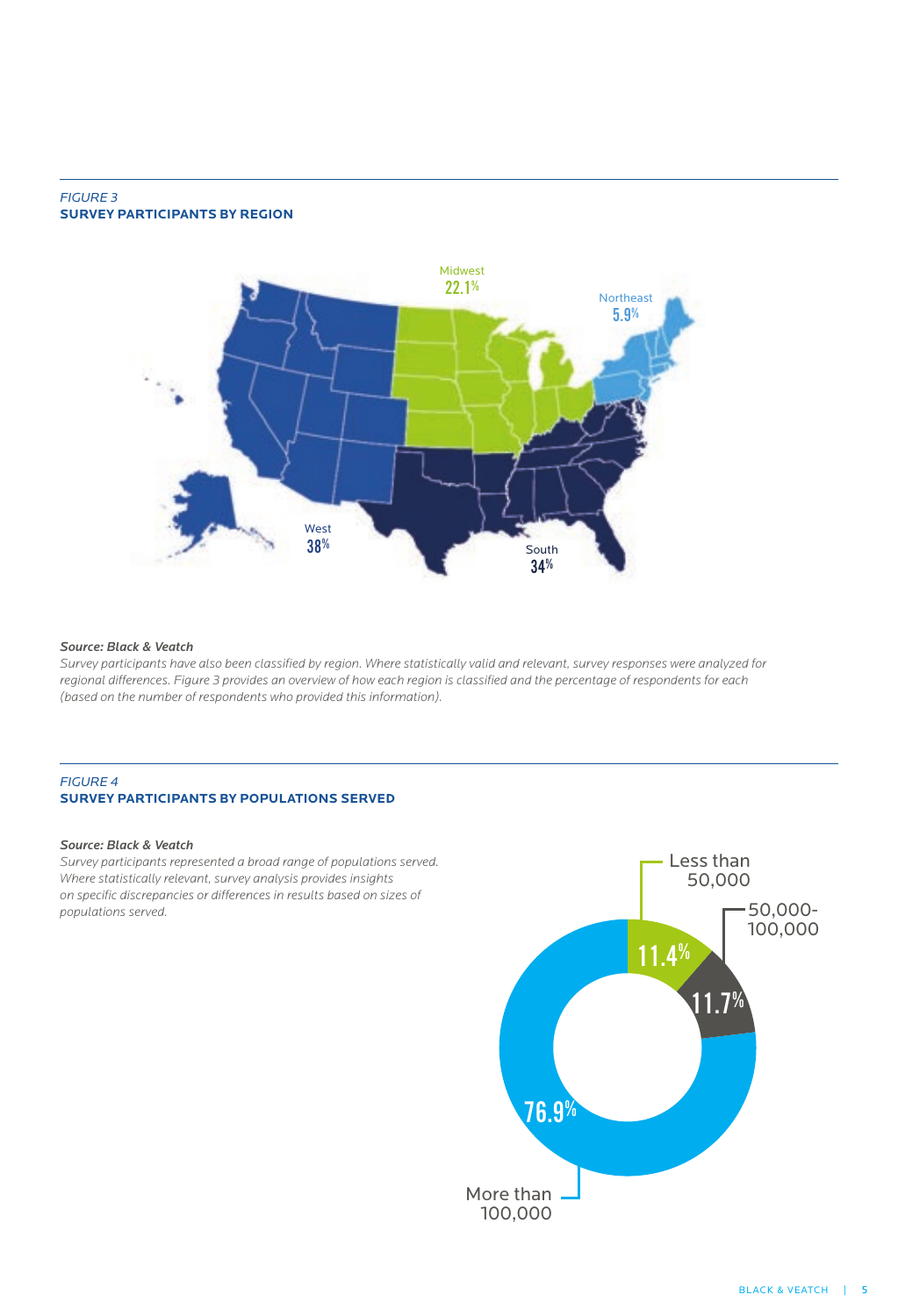*FIGURE 3*
**SURVEY PARTICIPANTS BY REGION**

Midwest 22.1%

Northeast 5.9%

West 38%

South 34%

***Source: Black & Veatch***
*Survey participants have also been classified by region. Where statistically valid and relevant, survey responses were analyzed for regional differences. Figure 3 provides an overview of how each region is classified and the percentage of respondents for each (based on the number of respondents who provided this information).*

*FIGURE 4*
**SURVEY PARTICIPANTS BY POPULATIONS SERVED**

***Source: Black & Veatch***
*Survey participants represented a broad range of populations served. Where statistically relevant, survey analysis provides insights on specific discrepancies or differences in results based on sizes of populations served.*

Less than 50,000: 11.4%

50,000-100,000: 11.7%

More than 100,000: 76.9%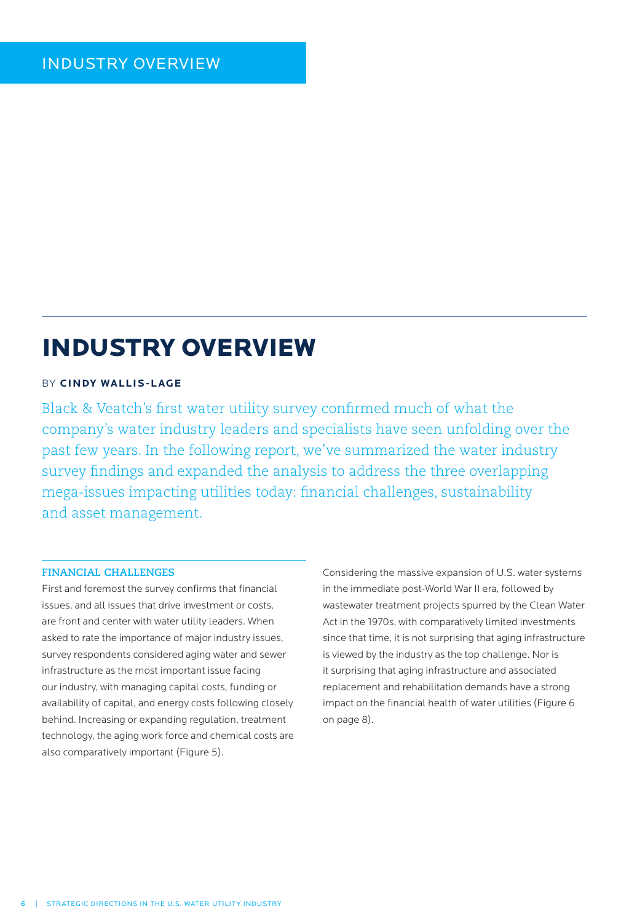# INDUSTRY OVERVIEW

BY **CINDY WALLIS-LAGE**

Black & Veatch's first water utility survey confirmed much of what the company's water industry leaders and specialists have seen unfolding over the past few years. In the following report, we've summarized the water industry survey findings and expanded the analysis to address the three overlapping mega-issues impacting utilities today: financial challenges, sustainability and asset management.

## FINANCIAL CHALLENGES

First and foremost the survey confirms that financial issues, and all issues that drive investment or costs, are front and center with water utility leaders. When asked to rate the importance of major industry issues, survey respondents considered aging water and sewer infrastructure as the most important issue facing our industry, with managing capital costs, funding or availability of capital, and energy costs following closely behind. Increasing or expanding regulation, treatment technology, the aging work force and chemical costs are also comparatively important (Figure 5).

Considering the massive expansion of U.S. water systems in the immediate post-World War II era, followed by wastewater treatment projects spurred by the Clean Water Act in the 1970s, with comparatively limited investments since that time, it is not surprising that aging infrastructure is viewed by the industry as the top challenge. Nor is it surprising that aging infrastructure and associated replacement and rehabilitation demands have a strong impact on the financial health of water utilities (Figure 6 on page 8).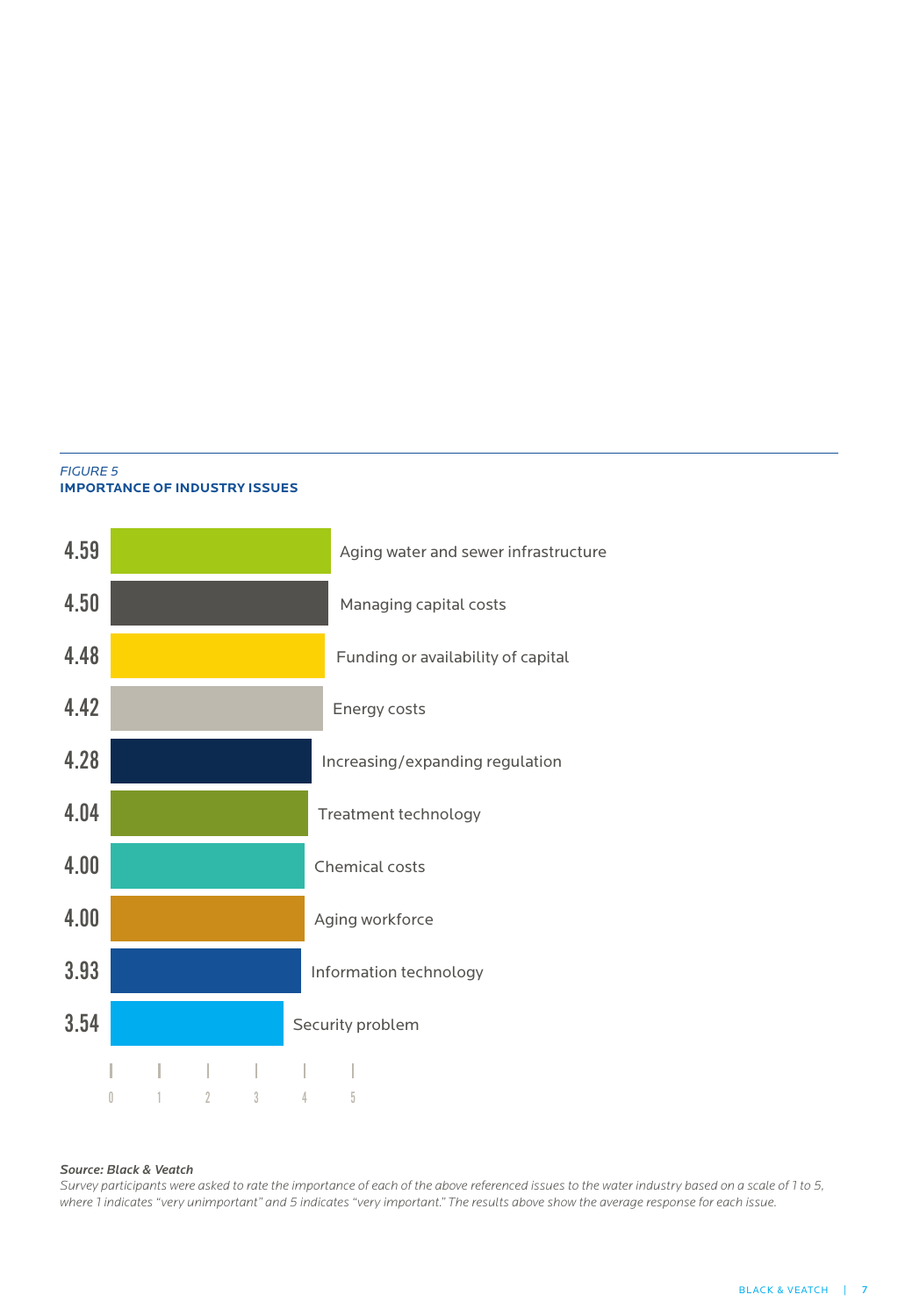*FIGURE 5*
**IMPORTANCE OF INDUSTRY ISSUES**

| Score | Issue |
|---|---|
| 4.59 | Aging water and sewer infrastructure |
| 4.50 | Managing capital costs |
| 4.48 | Funding or availability of capital |
| 4.42 | Energy costs |
| 4.28 | Increasing/expanding regulation |
| 4.04 | Treatment technology |
| 4.00 | Chemical costs |
| 4.00 | Aging workforce |
| 3.93 | Information technology |
| 3.54 | Security problem |

***Source: Black & Veatch***
*Survey participants were asked to rate the importance of each of the above referenced issues to the water industry based on a scale of 1 to 5, where 1 indicates "very unimportant" and 5 indicates "very important." The results above show the average response for each issue.*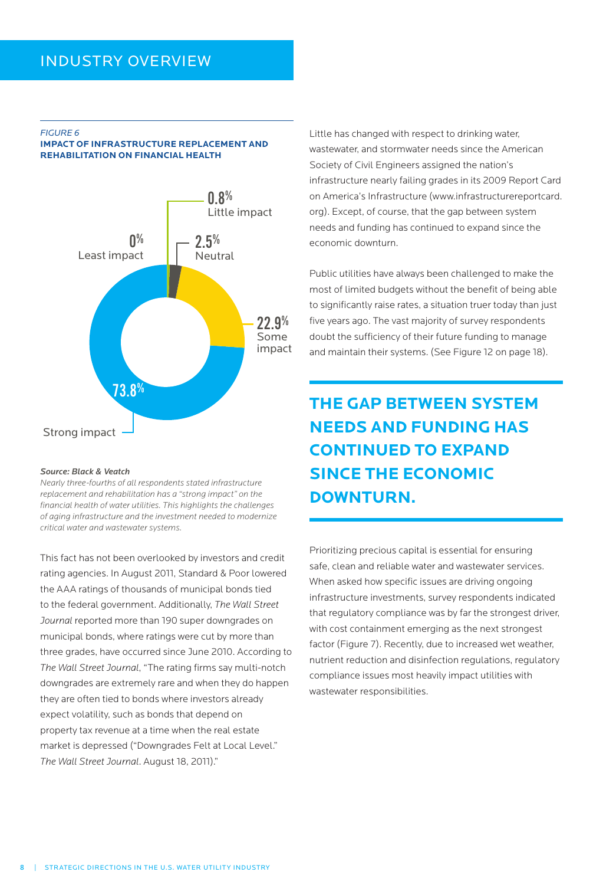# INDUSTRY OVERVIEW

*FIGURE 6*
**IMPACT OF INFRASTRUCTURE REPLACEMENT AND REHABILITATION ON FINANCIAL HEALTH**

0.8% Little impact

0% Least impact

2.5% Neutral

22.9% Some impact

73.8% Strong impact

***Source: Black & Veatch***
*Nearly three-fourths of all respondents stated infrastructure replacement and rehabilitation has a "strong impact" on the financial health of water utilities. This highlights the challenges of aging infrastructure and the investment needed to modernize critical water and wastewater systems.*

This fact has not been overlooked by investors and credit rating agencies. In August 2011, Standard & Poor lowered the AAA ratings of thousands of municipal bonds tied to the federal government. Additionally, *The Wall Street Journal* reported more than 190 super downgrades on municipal bonds, where ratings were cut by more than three grades, have occurred since June 2010. According to *The Wall Street Journal*, "The rating firms say multi-notch downgrades are extremely rare and when they do happen they are often tied to bonds where investors already expect volatility, such as bonds that depend on property tax revenue at a time when the real estate market is depressed ("Downgrades Felt at Local Level." *The Wall Street Journal*. August 18, 2011)."

Little has changed with respect to drinking water, wastewater, and stormwater needs since the American Society of Civil Engineers assigned the nation's infrastructure nearly failing grades in its 2009 Report Card on America's Infrastructure (www.infrastructurereportcard.org). Except, of course, that the gap between system needs and funding has continued to expand since the economic downturn.

Public utilities have always been challenged to make the most of limited budgets without the benefit of being able to significantly raise rates, a situation truer today than just five years ago. The vast majority of survey respondents doubt the sufficiency of their future funding to manage and maintain their systems. (See Figure 12 on page 18).

**THE GAP BETWEEN SYSTEM NEEDS AND FUNDING HAS CONTINUED TO EXPAND SINCE THE ECONOMIC DOWNTURN.**

Prioritizing precious capital is essential for ensuring safe, clean and reliable water and wastewater services. When asked how specific issues are driving ongoing infrastructure investments, survey respondents indicated that regulatory compliance was by far the strongest driver, with cost containment emerging as the next strongest factor (Figure 7). Recently, due to increased wet weather, nutrient reduction and disinfection regulations, regulatory compliance issues most heavily impact utilities with wastewater responsibilities.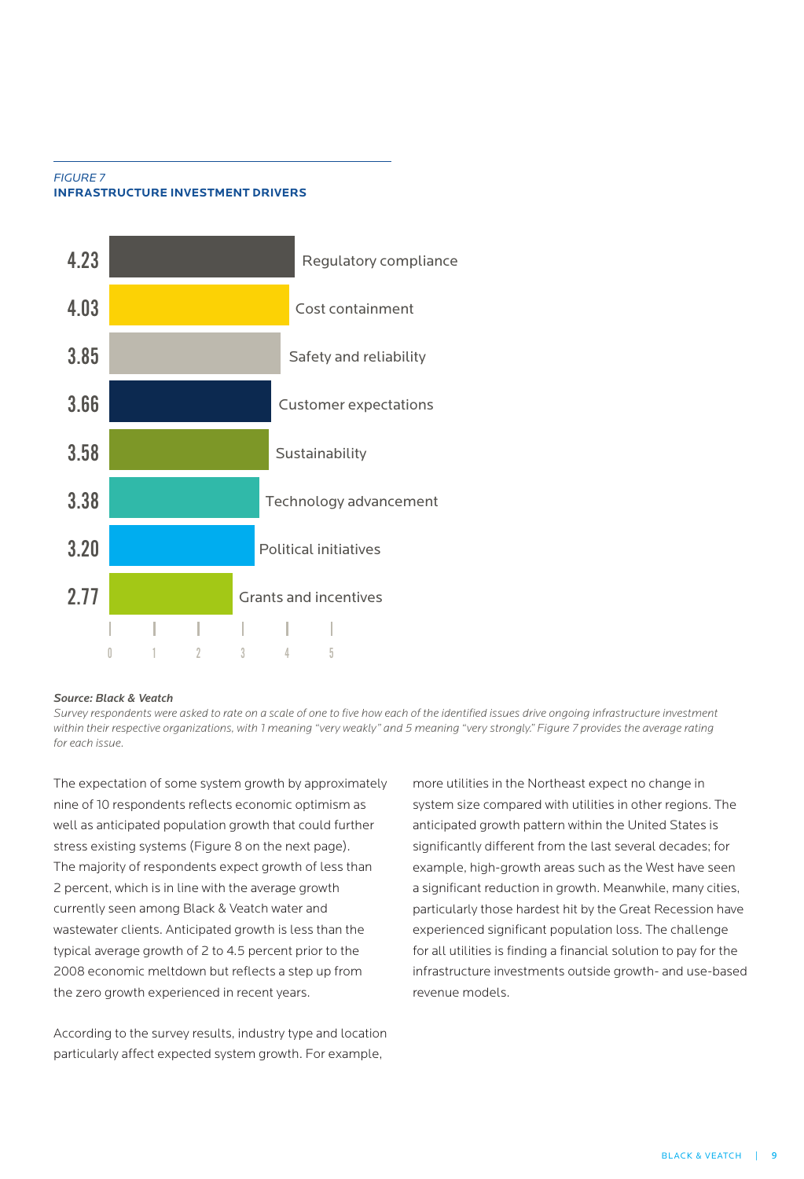*FIGURE 7*
**INFRASTRUCTURE INVESTMENT DRIVERS**

| Rating | Driver |
|---|---|
| 4.23 | Regulatory compliance |
| 4.03 | Cost containment |
| 3.85 | Safety and reliability |
| 3.66 | Customer expectations |
| 3.58 | Sustainability |
| 3.38 | Technology advancement |
| 3.20 | Political initiatives |
| 2.77 | Grants and incentives |

***Source: Black & Veatch***
*Survey respondents were asked to rate on a scale of one to five how each of the identified issues drive ongoing infrastructure investment within their respective organizations, with 1 meaning "very weakly" and 5 meaning "very strongly." Figure 7 provides the average rating for each issue.*

The expectation of some system growth by approximately nine of 10 respondents reflects economic optimism as well as anticipated population growth that could further stress existing systems (Figure 8 on the next page). The majority of respondents expect growth of less than 2 percent, which is in line with the average growth currently seen among Black & Veatch water and wastewater clients. Anticipated growth is less than the typical average growth of 2 to 4.5 percent prior to the 2008 economic meltdown but reflects a step up from the zero growth experienced in recent years.

According to the survey results, industry type and location particularly affect expected system growth. For example, more utilities in the Northeast expect no change in system size compared with utilities in other regions. The anticipated growth pattern within the United States is significantly different from the last several decades; for example, high-growth areas such as the West have seen a significant reduction in growth. Meanwhile, many cities, particularly those hardest hit by the Great Recession have experienced significant population loss. The challenge for all utilities is finding a financial solution to pay for the infrastructure investments outside growth- and use-based revenue models.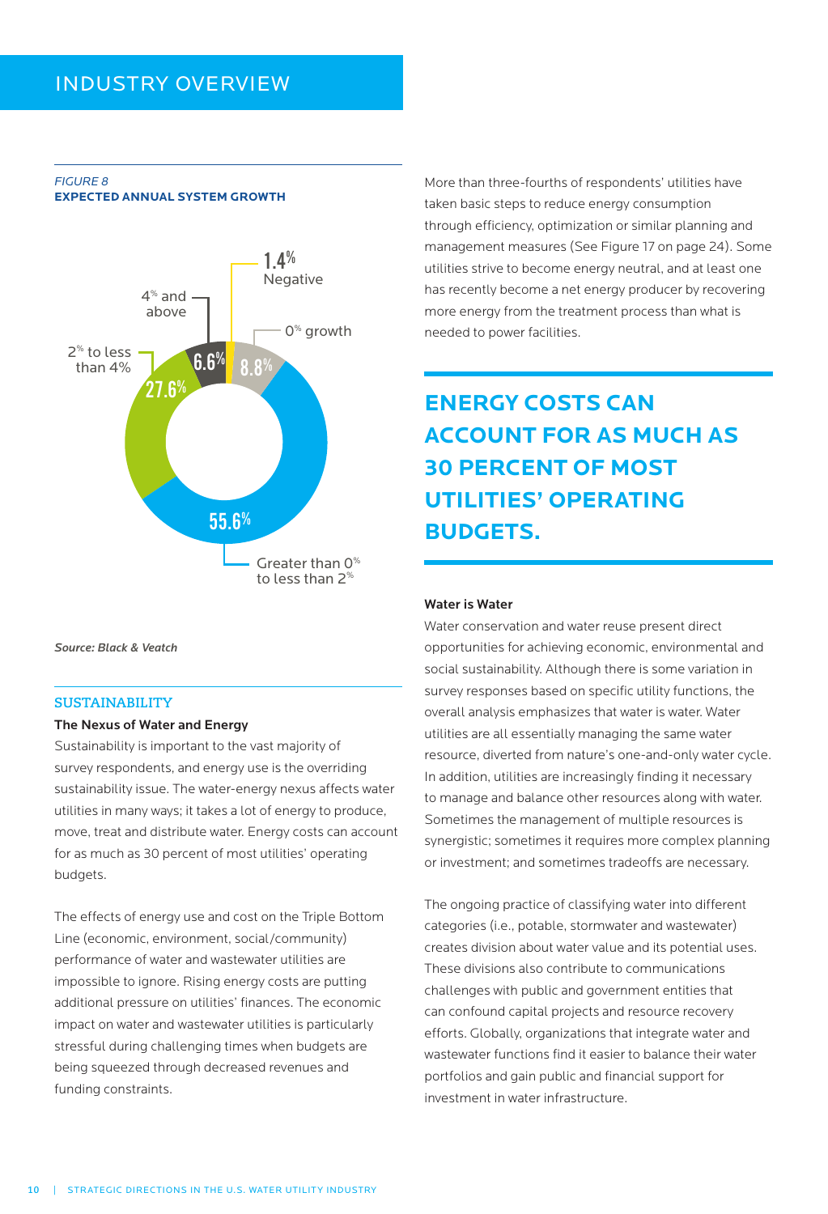# INDUSTRY OVERVIEW

*FIGURE 8*
**EXPECTED ANNUAL SYSTEM GROWTH**

| Expected annual system growth | Percent |
| --- | --- |
| Negative | 1.4% |
| 0% growth | 8.8% |
| Greater than 0% to less than 2% | 55.6% |
| 2% to less than 4% | 27.6% |
| 4% and above | 6.6% |

*Source: Black & Veatch*

## SUSTAINABILITY

### The Nexus of Water and Energy

Sustainability is important to the vast majority of survey respondents, and energy use is the overriding sustainability issue. The water-energy nexus affects water utilities in many ways; it takes a lot of energy to produce, move, treat and distribute water. Energy costs can account for as much as 30 percent of most utilities' operating budgets.

The effects of energy use and cost on the Triple Bottom Line (economic, environment, social/community) performance of water and wastewater utilities are impossible to ignore. Rising energy costs are putting additional pressure on utilities' finances. The economic impact on water and wastewater utilities is particularly stressful during challenging times when budgets are being squeezed through decreased revenues and funding constraints.

More than three-fourths of respondents' utilities have taken basic steps to reduce energy consumption through efficiency, optimization or similar planning and management measures (See Figure 17 on page 24). Some utilities strive to become energy neutral, and at least one has recently become a net energy producer by recovering more energy from the treatment process than what is needed to power facilities.

**ENERGY COSTS CAN ACCOUNT FOR AS MUCH AS 30 PERCENT OF MOST UTILITIES' OPERATING BUDGETS.**

### Water is Water

Water conservation and water reuse present direct opportunities for achieving economic, environmental and social sustainability. Although there is some variation in survey responses based on specific utility functions, the overall analysis emphasizes that water is water. Water utilities are all essentially managing the same water resource, diverted from nature's one-and-only water cycle. In addition, utilities are increasingly finding it necessary to manage and balance other resources along with water. Sometimes the management of multiple resources is synergistic; sometimes it requires more complex planning or investment; and sometimes tradeoffs are necessary.

The ongoing practice of classifying water into different categories (i.e., potable, stormwater and wastewater) creates division about water value and its potential uses. These divisions also contribute to communications challenges with public and government entities that can confound capital projects and resource recovery efforts. Globally, organizations that integrate water and wastewater functions find it easier to balance their water portfolios and gain public and financial support for investment in water infrastructure.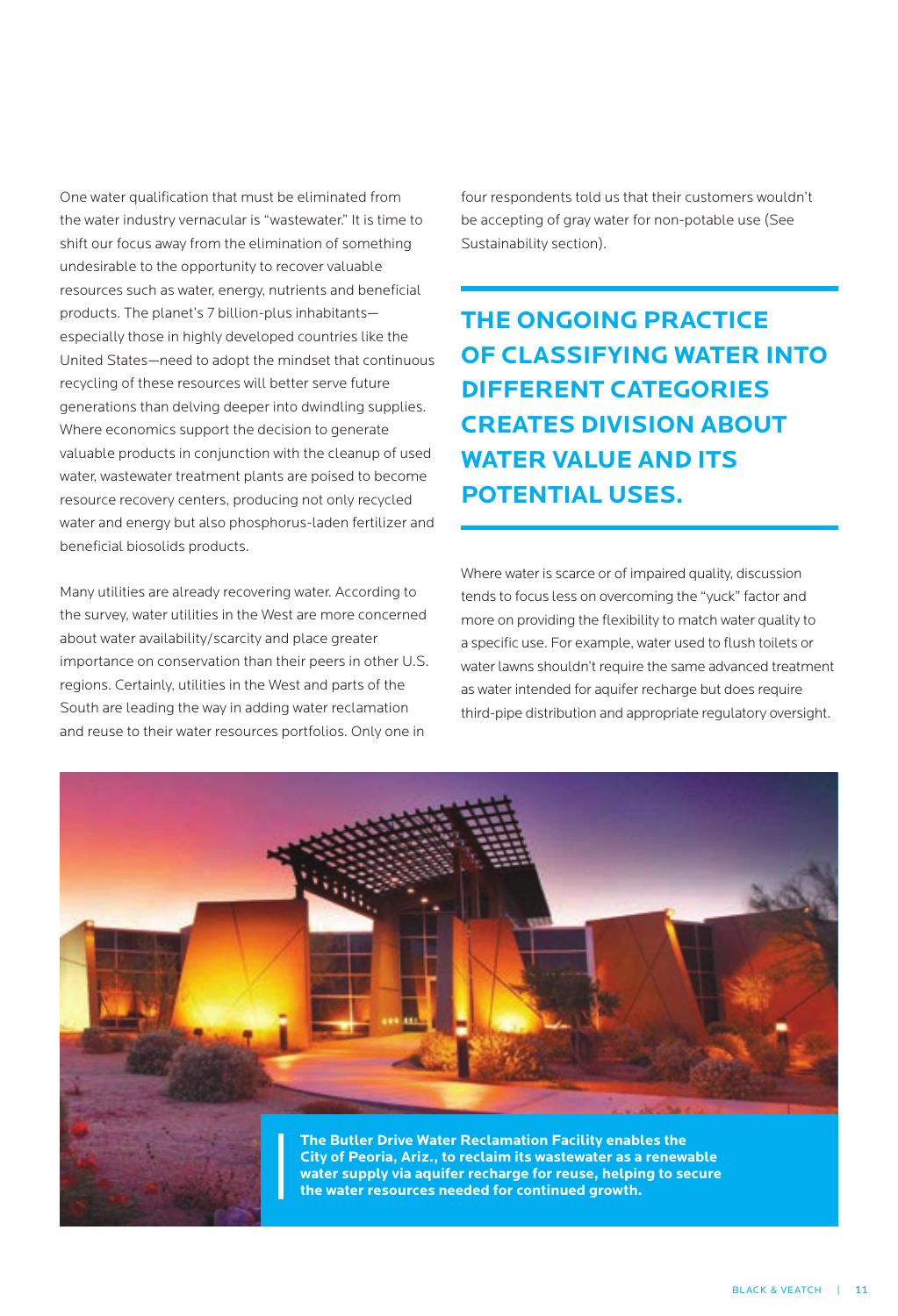One water qualification that must be eliminated from the water industry vernacular is "wastewater." It is time to shift our focus away from the elimination of something undesirable to the opportunity to recover valuable resources such as water, energy, nutrients and beneficial products. The planet's 7 billion-plus inhabitants—especially those in highly developed countries like the United States—need to adopt the mindset that continuous recycling of these resources will better serve future generations than delving deeper into dwindling supplies. Where economics support the decision to generate valuable products in conjunction with the cleanup of used water, wastewater treatment plants are poised to become resource recovery centers, producing not only recycled water and energy but also phosphorus-laden fertilizer and beneficial biosolids products.

Many utilities are already recovering water. According to the survey, water utilities in the West are more concerned about water availability/scarcity and place greater importance on conservation than their peers in other U.S. regions. Certainly, utilities in the West and parts of the South are leading the way in adding water reclamation and reuse to their water resources portfolios. Only one in four respondents told us that their customers wouldn't be accepting of gray water for non-potable use (See Sustainability section).

**THE ONGOING PRACTICE OF CLASSIFYING WATER INTO DIFFERENT CATEGORIES CREATES DIVISION ABOUT WATER VALUE AND ITS POTENTIAL USES.**

Where water is scarce or of impaired quality, discussion tends to focus less on overcoming the "yuck" factor and more on providing the flexibility to match water quality to a specific use. For example, water used to flush toilets or water lawns shouldn't require the same advanced treatment as water intended for aquifer recharge but does require third-pipe distribution and appropriate regulatory oversight.

**The Butler Drive Water Reclamation Facility enables the City of Peoria, Ariz., to reclaim its wastewater as a renewable water supply via aquifer recharge for reuse, helping to secure the water resources needed for continued growth.**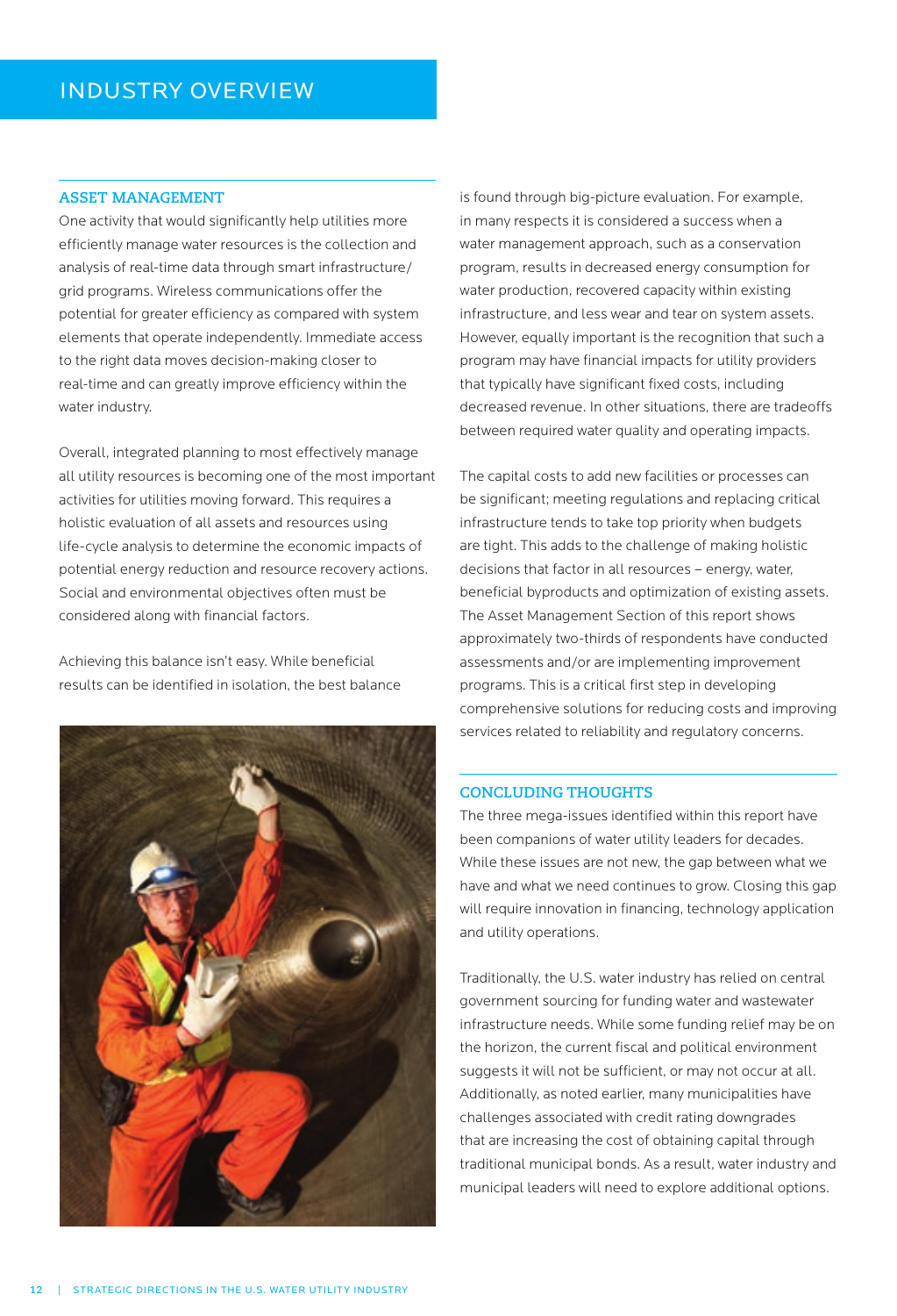# INDUSTRY OVERVIEW

## ASSET MANAGEMENT

One activity that would significantly help utilities more efficiently manage water resources is the collection and analysis of real-time data through smart infrastructure/grid programs. Wireless communications offer the potential for greater efficiency as compared with system elements that operate independently. Immediate access to the right data moves decision-making closer to real-time and can greatly improve efficiency within the water industry.

Overall, integrated planning to most effectively manage all utility resources is becoming one of the most important activities for utilities moving forward. This requires a holistic evaluation of all assets and resources using life-cycle analysis to determine the economic impacts of potential energy reduction and resource recovery actions. Social and environmental objectives often must be considered along with financial factors.

Achieving this balance isn't easy. While beneficial results can be identified in isolation, the best balance is found through big-picture evaluation. For example, in many respects it is considered a success when a water management approach, such as a conservation program, results in decreased energy consumption for water production, recovered capacity within existing infrastructure, and less wear and tear on system assets. However, equally important is the recognition that such a program may have financial impacts for utility providers that typically have significant fixed costs, including decreased revenue. In other situations, there are tradeoffs between required water quality and operating impacts.

The capital costs to add new facilities or processes can be significant; meeting regulations and replacing critical infrastructure tends to take top priority when budgets are tight. This adds to the challenge of making holistic decisions that factor in all resources – energy, water, beneficial byproducts and optimization of existing assets. The Asset Management Section of this report shows approximately two-thirds of respondents have conducted assessments and/or are implementing improvement programs. This is a critical first step in developing comprehensive solutions for reducing costs and improving services related to reliability and regulatory concerns.

## CONCLUDING THOUGHTS

The three mega-issues identified within this report have been companions of water utility leaders for decades. While these issues are not new, the gap between what we have and what we need continues to grow. Closing this gap will require innovation in financing, technology application and utility operations.

Traditionally, the U.S. water industry has relied on central government sourcing for funding water and wastewater infrastructure needs. While some funding relief may be on the horizon, the current fiscal and political environment suggests it will not be sufficient, or may not occur at all. Additionally, as noted earlier, many municipalities have challenges associated with credit rating downgrades that are increasing the cost of obtaining capital through traditional municipal bonds. As a result, water industry and municipal leaders will need to explore additional options.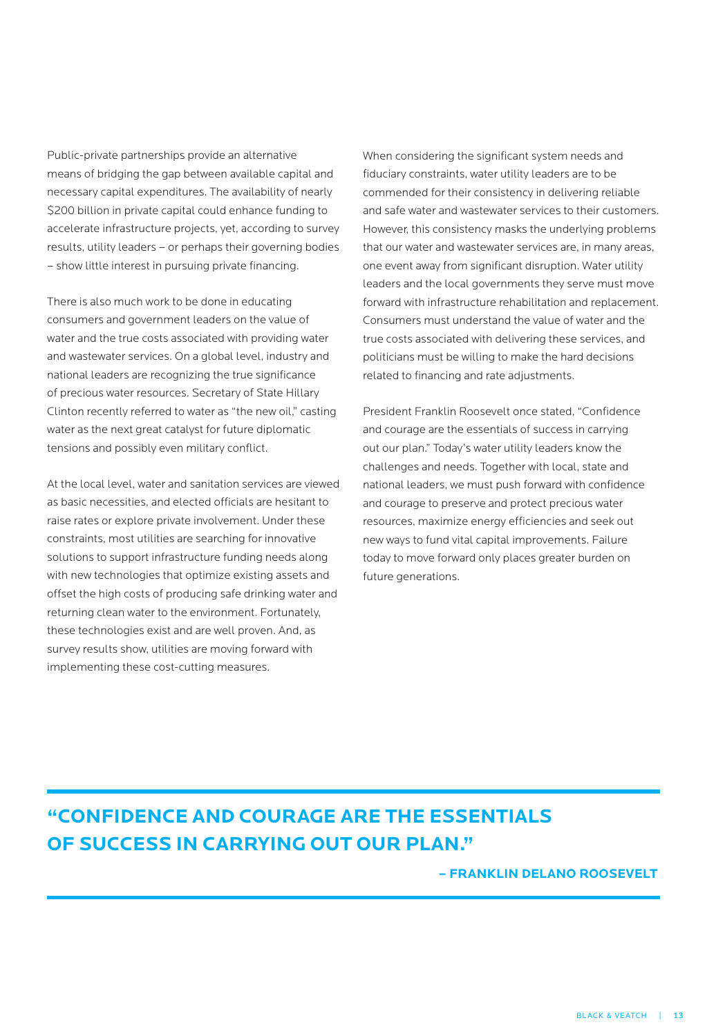Public-private partnerships provide an alternative means of bridging the gap between available capital and necessary capital expenditures. The availability of nearly $200 billion in private capital could enhance funding to accelerate infrastructure projects, yet, according to survey results, utility leaders – or perhaps their governing bodies – show little interest in pursuing private financing.

There is also much work to be done in educating consumers and government leaders on the value of water and the true costs associated with providing water and wastewater services. On a global level, industry and national leaders are recognizing the true significance of precious water resources. Secretary of State Hillary Clinton recently referred to water as "the new oil," casting water as the next great catalyst for future diplomatic tensions and possibly even military conflict.

At the local level, water and sanitation services are viewed as basic necessities, and elected officials are hesitant to raise rates or explore private involvement. Under these constraints, most utilities are searching for innovative solutions to support infrastructure funding needs along with new technologies that optimize existing assets and offset the high costs of producing safe drinking water and returning clean water to the environment. Fortunately, these technologies exist and are well proven. And, as survey results show, utilities are moving forward with implementing these cost-cutting measures.

When considering the significant system needs and fiduciary constraints, water utility leaders are to be commended for their consistency in delivering reliable and safe water and wastewater services to their customers. However, this consistency masks the underlying problems that our water and wastewater services are, in many areas, one event away from significant disruption. Water utility leaders and the local governments they serve must move forward with infrastructure rehabilitation and replacement. Consumers must understand the value of water and the true costs associated with delivering these services, and politicians must be willing to make the hard decisions related to financing and rate adjustments.

President Franklin Roosevelt once stated, "Confidence and courage are the essentials of success in carrying out our plan." Today's water utility leaders know the challenges and needs. Together with local, state and national leaders, we must push forward with confidence and courage to preserve and protect precious water resources, maximize energy efficiencies and seek out new ways to fund vital capital improvements. Failure today to move forward only places greater burden on future generations.

**"CONFIDENCE AND COURAGE ARE THE ESSENTIALS OF SUCCESS IN CARRYING OUT OUR PLAN."**

**– FRANKLIN DELANO ROOSEVELT**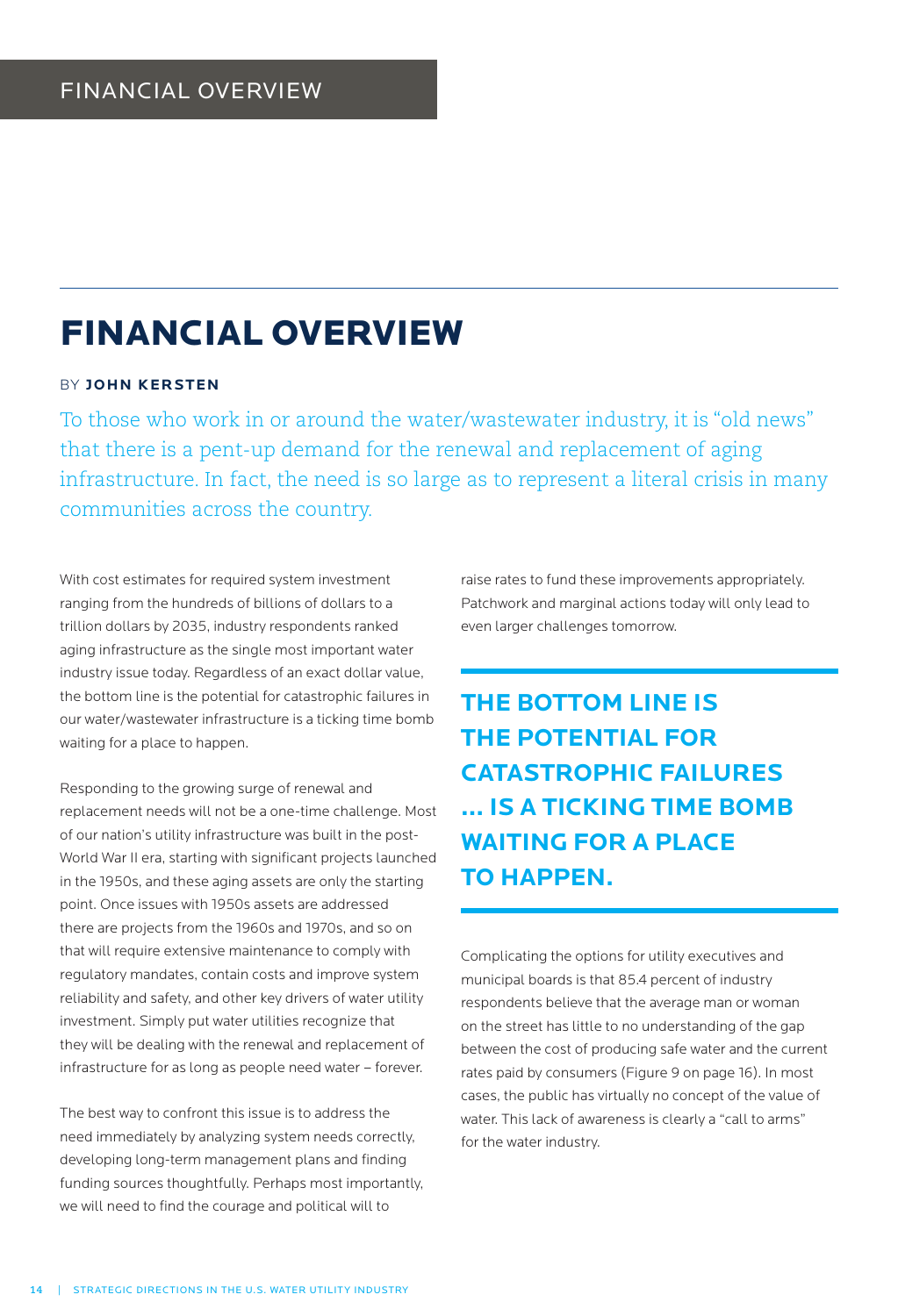# FINANCIAL OVERVIEW

BY **JOHN KERSTEN**

To those who work in or around the water/wastewater industry, it is "old news" that there is a pent-up demand for the renewal and replacement of aging infrastructure. In fact, the need is so large as to represent a literal crisis in many communities across the country.

With cost estimates for required system investment ranging from the hundreds of billions of dollars to a trillion dollars by 2035, industry respondents ranked aging infrastructure as the single most important water industry issue today. Regardless of an exact dollar value, the bottom line is the potential for catastrophic failures in our water/wastewater infrastructure is a ticking time bomb waiting for a place to happen.

Responding to the growing surge of renewal and replacement needs will not be a one-time challenge. Most of our nation's utility infrastructure was built in the post-World War II era, starting with significant projects launched in the 1950s, and these aging assets are only the starting point. Once issues with 1950s assets are addressed there are projects from the 1960s and 1970s, and so on that will require extensive maintenance to comply with regulatory mandates, contain costs and improve system reliability and safety, and other key drivers of water utility investment. Simply put water utilities recognize that they will be dealing with the renewal and replacement of infrastructure for as long as people need water – forever.

The best way to confront this issue is to address the need immediately by analyzing system needs correctly, developing long-term management plans and finding funding sources thoughtfully. Perhaps most importantly, we will need to find the courage and political will to raise rates to fund these improvements appropriately. Patchwork and marginal actions today will only lead to even larger challenges tomorrow.

**THE BOTTOM LINE IS THE POTENTIAL FOR CATASTROPHIC FAILURES ... IS A TICKING TIME BOMB WAITING FOR A PLACE TO HAPPEN.**

Complicating the options for utility executives and municipal boards is that 85.4 percent of industry respondents believe that the average man or woman on the street has little to no understanding of the gap between the cost of producing safe water and the current rates paid by consumers (Figure 9 on page 16). In most cases, the public has virtually no concept of the value of water. This lack of awareness is clearly a "call to arms" for the water industry.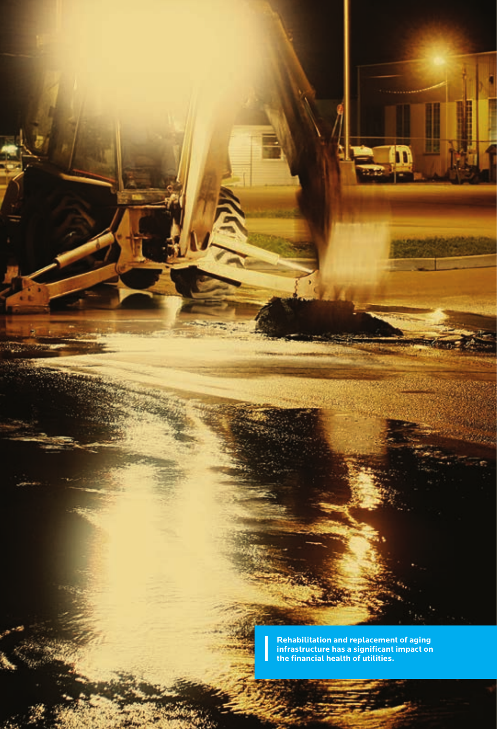Rehabilitation and replacement of aging infrastructure has a significant impact on the financial health of utilities.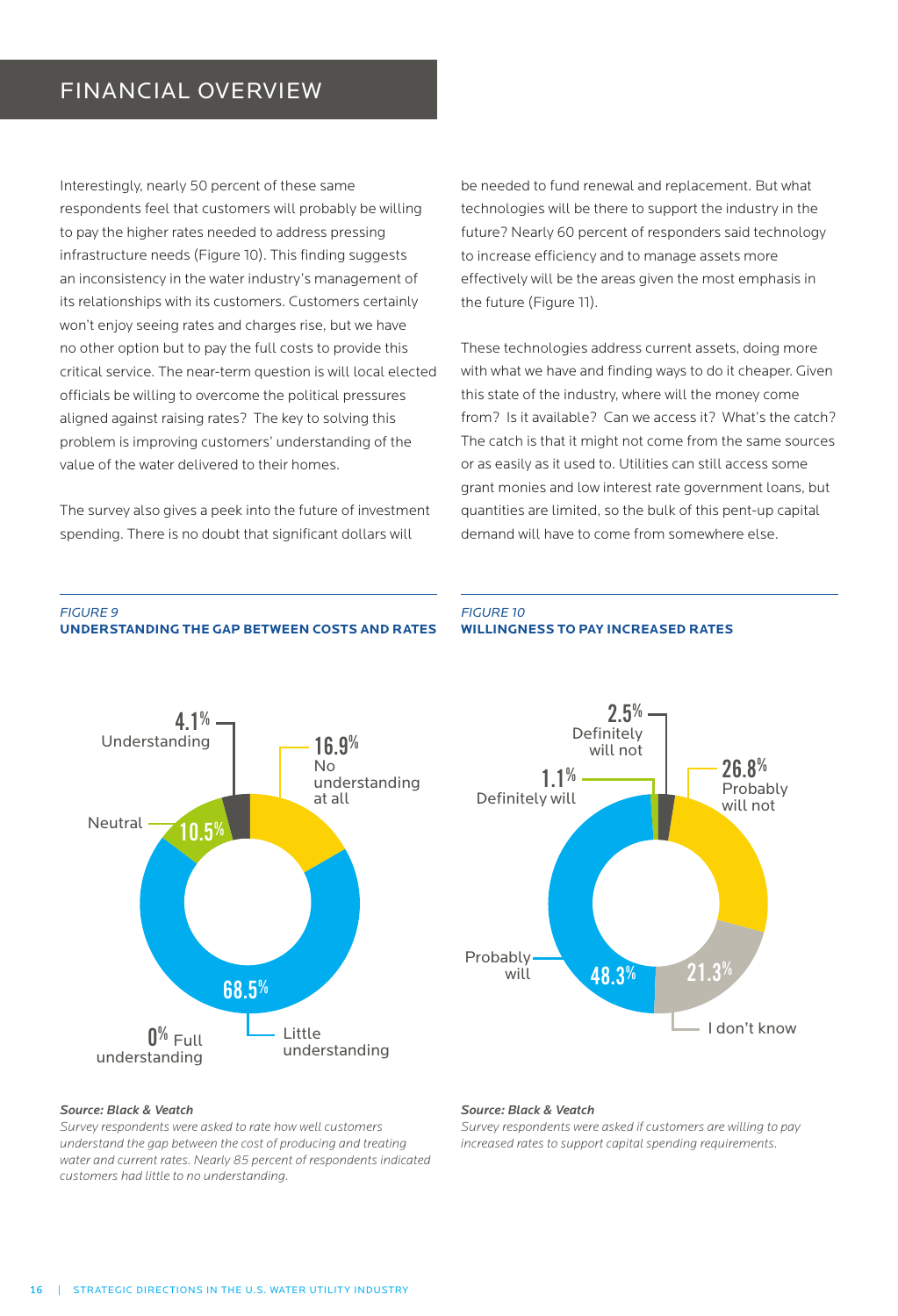# FINANCIAL OVERVIEW

Interestingly, nearly 50 percent of these same respondents feel that customers will probably be willing to pay the higher rates needed to address pressing infrastructure needs (Figure 10). This finding suggests an inconsistency in the water industry's management of its relationships with its customers. Customers certainly won't enjoy seeing rates and charges rise, but we have no other option but to pay the full costs to provide this critical service. The near-term question is will local elected officials be willing to overcome the political pressures aligned against raising rates? The key to solving this problem is improving customers' understanding of the value of the water delivered to their homes.

The survey also gives a peek into the future of investment spending. There is no doubt that significant dollars will be needed to fund renewal and replacement. But what technologies will be there to support the industry in the future? Nearly 60 percent of responders said technology to increase efficiency and to manage assets more effectively will be the areas given the most emphasis in the future (Figure 11).

These technologies address current assets, doing more with what we have and finding ways to do it cheaper. Given this state of the industry, where will the money come from? Is it available? Can we access it? What's the catch? The catch is that it might not come from the same sources or as easily as it used to. Utilities can still access some grant monies and low interest rate government loans, but quantities are limited, so the bulk of this pent-up capital demand will have to come from somewhere else.

*FIGURE 9*
**UNDERSTANDING THE GAP BETWEEN COSTS AND RATES**

| Response | Percent |
|---|---|
| Understanding | 4.1% |
| No understanding at all | 16.9% |
| Neutral | 10.5% |
| Little understanding | 68.5% |
| Full understanding | 0% |

***Source: Black & Veatch***
*Survey respondents were asked to rate how well customers understand the gap between the cost of producing and treating water and current rates. Nearly 85 percent of respondents indicated customers had little to no understanding.*

*FIGURE 10*
**WILLINGNESS TO PAY INCREASED RATES**

| Response | Percent |
|---|---|
| Definitely will not | 2.5% |
| Definitely will | 1.1% |
| Probably will not | 26.8% |
| Probably will | 48.3% |
| I don't know | 21.3% |

***Source: Black & Veatch***
*Survey respondents were asked if customers are willing to pay increased rates to support capital spending requirements.*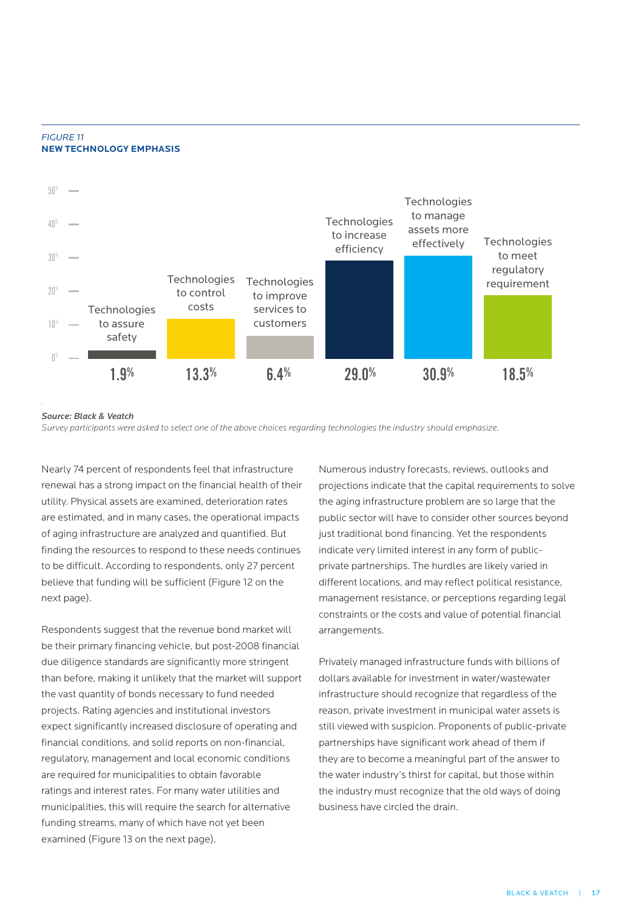*FIGURE 11*
**NEW TECHNOLOGY EMPHASIS**

| Technology | Percentage |
|---|---|
| Technologies to assure safety | 1.9% |
| Technologies to control costs | 13.3% |
| Technologies to improve services to customers | 6.4% |
| Technologies to increase efficiency | 29.0% |
| Technologies to manage assets more effectively | 30.9% |
| Technologies to meet regulatory requirement | 18.5% |

***Source: Black & Veatch***
*Survey participants were asked to select one of the above choices regarding technologies the industry should emphasize.*

Nearly 74 percent of respondents feel that infrastructure renewal has a strong impact on the financial health of their utility. Physical assets are examined, deterioration rates are estimated, and in many cases, the operational impacts of aging infrastructure are analyzed and quantified. But finding the resources to respond to these needs continues to be difficult. According to respondents, only 27 percent believe that funding will be sufficient (Figure 12 on the next page).

Respondents suggest that the revenue bond market will be their primary financing vehicle, but post-2008 financial due diligence standards are significantly more stringent than before, making it unlikely that the market will support the vast quantity of bonds necessary to fund needed projects. Rating agencies and institutional investors expect significantly increased disclosure of operating and financial conditions, and solid reports on non-financial, regulatory, management and local economic conditions are required for municipalities to obtain favorable ratings and interest rates. For many water utilities and municipalities, this will require the search for alternative funding streams, many of which have not yet been examined (Figure 13 on the next page).

Numerous industry forecasts, reviews, outlooks and projections indicate that the capital requirements to solve the aging infrastructure problem are so large that the public sector will have to consider other sources beyond just traditional bond financing. Yet the respondents indicate very limited interest in any form of public-private partnerships. The hurdles are likely varied in different locations, and may reflect political resistance, management resistance, or perceptions regarding legal constraints or the costs and value of potential financial arrangements.

Privately managed infrastructure funds with billions of dollars available for investment in water/wastewater infrastructure should recognize that regardless of the reason, private investment in municipal water assets is still viewed with suspicion. Proponents of public-private partnerships have significant work ahead of them if they are to become a meaningful part of the answer to the water industry's thirst for capital, but those within the industry must recognize that the old ways of doing business have circled the drain.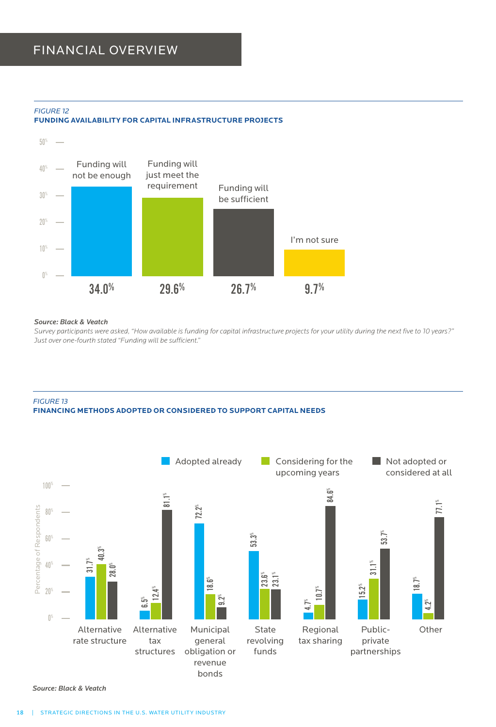# FINANCIAL OVERVIEW

*FIGURE 12*
**FUNDING AVAILABILITY FOR CAPITAL INFRASTRUCTURE PROJECTS**

| Response | Percentage |
|---|---|
| Funding will not be enough | 34.0% |
| Funding will just meet the requirement | 29.6% |
| Funding will be sufficient | 26.7% |
| I'm not sure | 9.7% |

***Source: Black & Veatch***

*Survey participants were asked, "How available is funding for capital infrastructure projects for your utility during the next five to 10 years?" Just over one-fourth stated "Funding will be sufficient."*

*FIGURE 13*
**FINANCING METHODS ADOPTED OR CONSIDERED TO SUPPORT CAPITAL NEEDS**

| Financing Method | Adopted already | Considering for the upcoming years | Not adopted or considered at all |
|---|---|---|---|
| Alternative rate structure | 31.7% | 40.3% | 28.0% |
| Alternative tax structures | 6.5% | 12.4% | 81.1% |
| Municipal general obligation or revenue bonds | 72.2% | 18.6% | 9.2% |
| State revolving funds | 53.3% | 23.6% | 23.1% |
| Regional tax sharing | 4.7% | 10.7% | 84.6% |
| Public-private partnerships | 15.2% | 31.1% | 53.7% |
| Other | 18.7% | 4.2% | 77.1% |

***Source: Black & Veatch***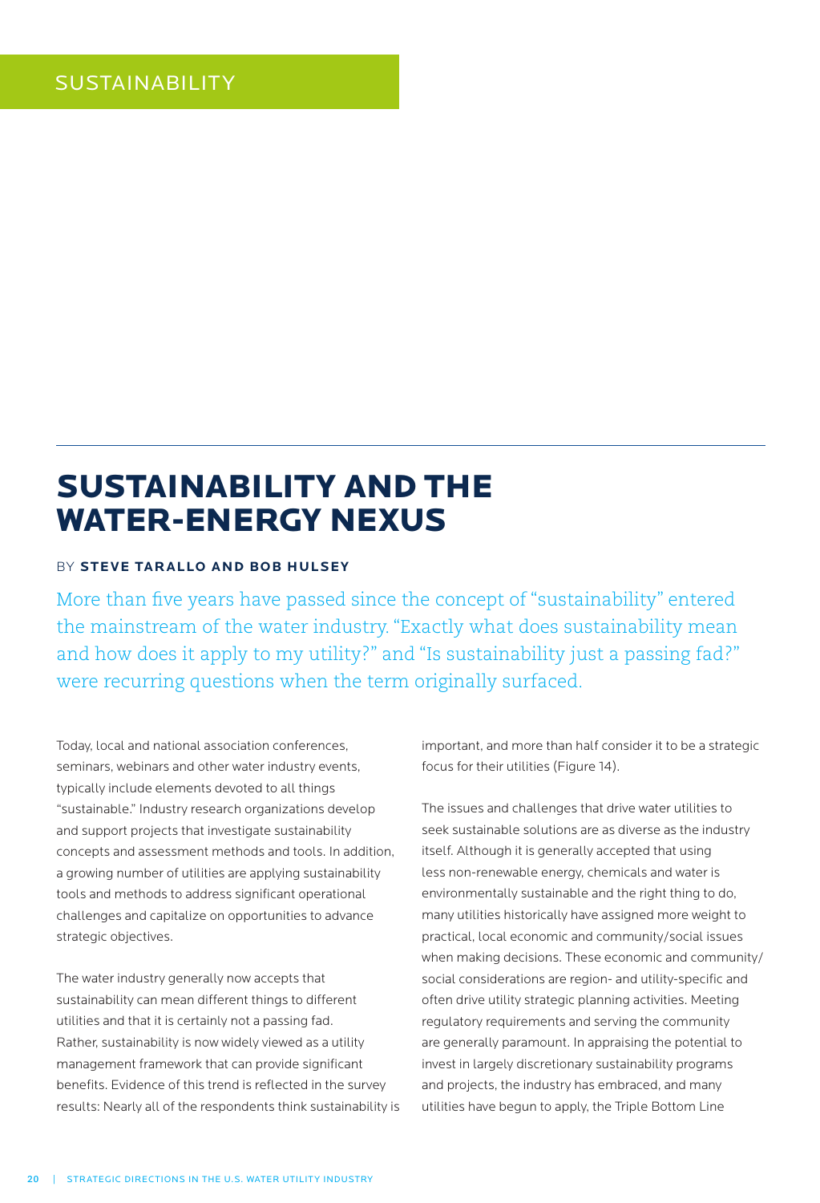SUSTAINABILITY

# SUSTAINABILITY AND THE WATER-ENERGY NEXUS

BY **STEVE TARALLO AND BOB HULSEY**

More than five years have passed since the concept of "sustainability" entered the mainstream of the water industry. "Exactly what does sustainability mean and how does it apply to my utility?" and "Is sustainability just a passing fad?" were recurring questions when the term originally surfaced.

Today, local and national association conferences, seminars, webinars and other water industry events, typically include elements devoted to all things "sustainable." Industry research organizations develop and support projects that investigate sustainability concepts and assessment methods and tools. In addition, a growing number of utilities are applying sustainability tools and methods to address significant operational challenges and capitalize on opportunities to advance strategic objectives.

The water industry generally now accepts that sustainability can mean different things to different utilities and that it is certainly not a passing fad. Rather, sustainability is now widely viewed as a utility management framework that can provide significant benefits. Evidence of this trend is reflected in the survey results: Nearly all of the respondents think sustainability is important, and more than half consider it to be a strategic focus for their utilities (Figure 14).

The issues and challenges that drive water utilities to seek sustainable solutions are as diverse as the industry itself. Although it is generally accepted that using less non-renewable energy, chemicals and water is environmentally sustainable and the right thing to do, many utilities historically have assigned more weight to practical, local economic and community/social issues when making decisions. These economic and community/social considerations are region- and utility-specific and often drive utility strategic planning activities. Meeting regulatory requirements and serving the community are generally paramount. In appraising the potential to invest in largely discretionary sustainability programs and projects, the industry has embraced, and many utilities have begun to apply, the Triple Bottom Line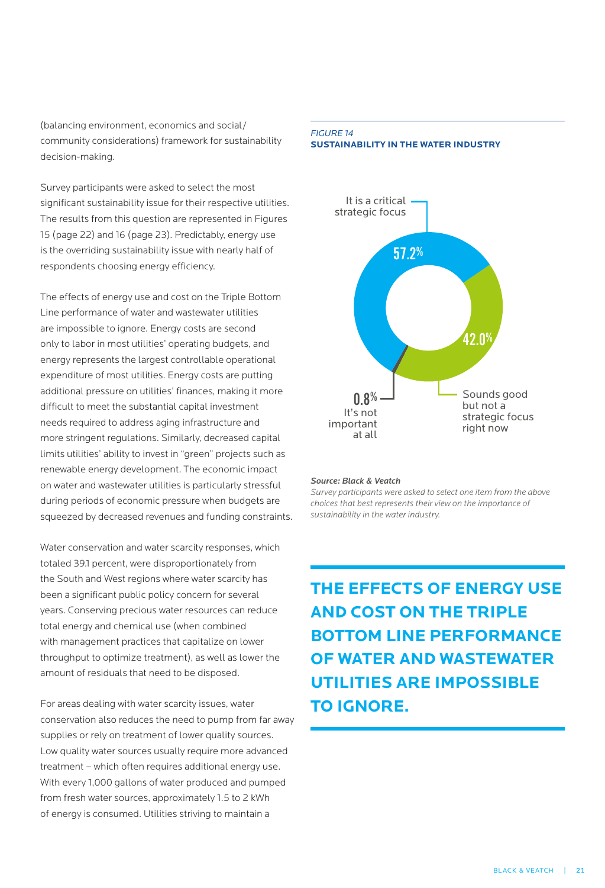(balancing environment, economics and social/community considerations) framework for sustainability decision-making.

Survey participants were asked to select the most significant sustainability issue for their respective utilities. The results from this question are represented in Figures 15 (page 22) and 16 (page 23). Predictably, energy use is the overriding sustainability issue with nearly half of respondents choosing energy efficiency.

The effects of energy use and cost on the Triple Bottom Line performance of water and wastewater utilities are impossible to ignore. Energy costs are second only to labor in most utilities' operating budgets, and energy represents the largest controllable operational expenditure of most utilities. Energy costs are putting additional pressure on utilities' finances, making it more difficult to meet the substantial capital investment needs required to address aging infrastructure and more stringent regulations. Similarly, decreased capital limits utilities' ability to invest in "green" projects such as renewable energy development. The economic impact on water and wastewater utilities is particularly stressful during periods of economic pressure when budgets are squeezed by decreased revenues and funding constraints.

Water conservation and water scarcity responses, which totaled 39.1 percent, were disproportionately from the South and West regions where water scarcity has been a significant public policy concern for several years. Conserving precious water resources can reduce total energy and chemical use (when combined with management practices that capitalize on lower throughput to optimize treatment), as well as lower the amount of residuals that need to be disposed.

For areas dealing with water scarcity issues, water conservation also reduces the need to pump from far away supplies or rely on treatment of lower quality sources. Low quality water sources usually require more advanced treatment – which often requires additional energy use. With every 1,000 gallons of water produced and pumped from fresh water sources, approximately 1.5 to 2 kWh of energy is consumed. Utilities striving to maintain a

*FIGURE 14*
**SUSTAINABILITY IN THE WATER INDUSTRY**

| Response | Percentage |
| --- | --- |
| It is a critical strategic focus | 57.2% |
| Sounds good but not a strategic focus right now | 42.0% |
| It's not important at all | 0.8% |

***Source: Black & Veatch***
*Survey participants were asked to select one item from the above choices that best represents their view on the importance of sustainability in the water industry.*

**THE EFFECTS OF ENERGY USE AND COST ON THE TRIPLE BOTTOM LINE PERFORMANCE OF WATER AND WASTEWATER UTILITIES ARE IMPOSSIBLE TO IGNORE.**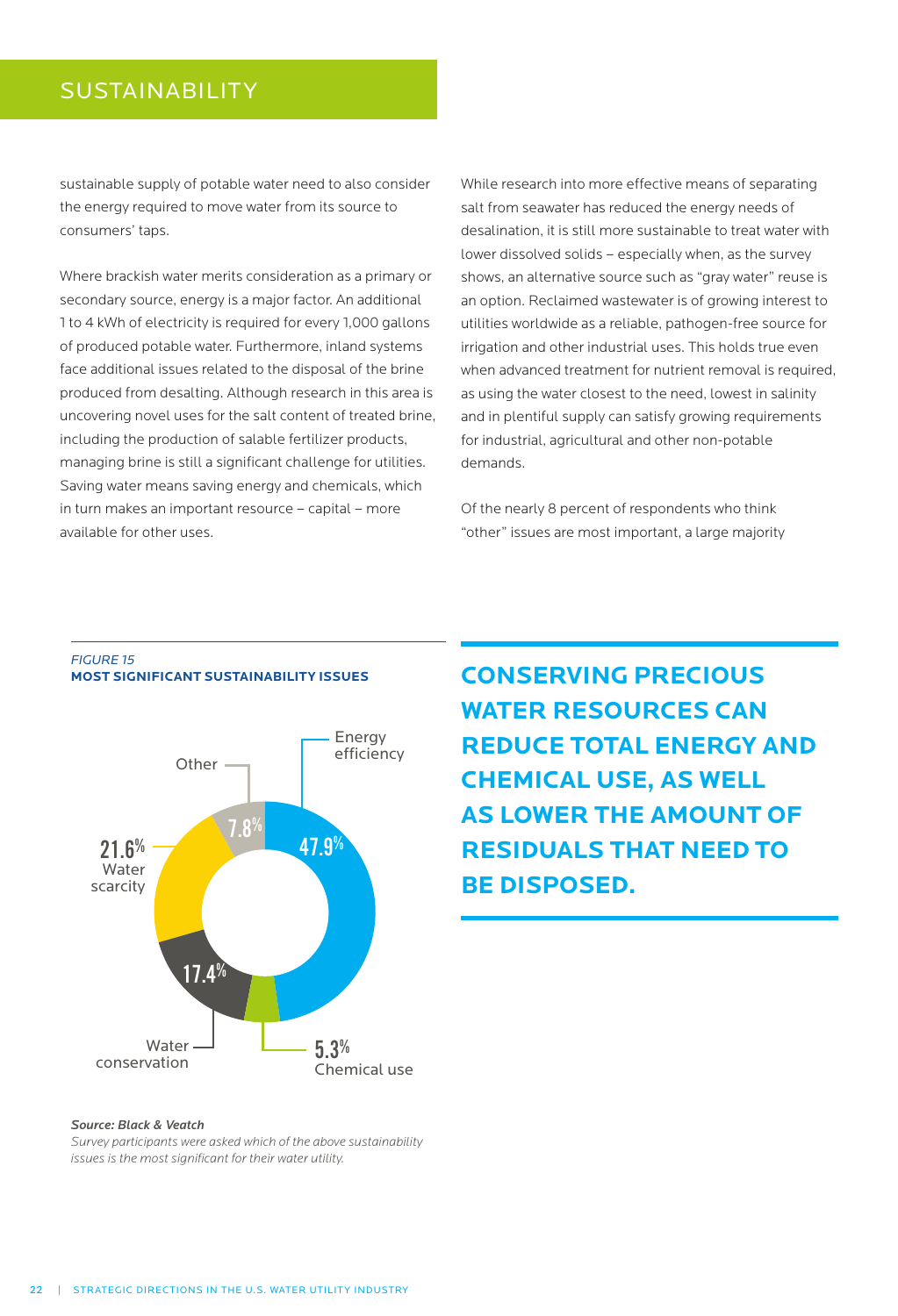## SUSTAINABILITY

sustainable supply of potable water need to also consider the energy required to move water from its source to consumers' taps.

Where brackish water merits consideration as a primary or secondary source, energy is a major factor. An additional 1 to 4 kWh of electricity is required for every 1,000 gallons of produced potable water. Furthermore, inland systems face additional issues related to the disposal of the brine produced from desalting. Although research in this area is uncovering novel uses for the salt content of treated brine, including the production of salable fertilizer products, managing brine is still a significant challenge for utilities. Saving water means saving energy and chemicals, which in turn makes an important resource – capital – more available for other uses.

While research into more effective means of separating salt from seawater has reduced the energy needs of desalination, it is still more sustainable to treat water with lower dissolved solids – especially when, as the survey shows, an alternative source such as "gray water" reuse is an option. Reclaimed wastewater is of growing interest to utilities worldwide as a reliable, pathogen-free source for irrigation and other industrial uses. This holds true even when advanced treatment for nutrient removal is required, as using the water closest to the need, lowest in salinity and in plentiful supply can satisfy growing requirements for industrial, agricultural and other non-potable demands.

Of the nearly 8 percent of respondents who think "other" issues are most important, a large majority

*FIGURE 15*
**MOST SIGNIFICANT SUSTAINABILITY ISSUES**

| Issue | Percent |
|---|---|
| Energy efficiency | 47.9% |
| Chemical use | 5.3% |
| Water conservation | 17.4% |
| Water scarcity | 21.6% |
| Other | 7.8% |

***Source: Black & Veatch***
*Survey participants were asked which of the above sustainability issues is the most significant for their water utility.*

**CONSERVING PRECIOUS WATER RESOURCES CAN REDUCE TOTAL ENERGY AND CHEMICAL USE, AS WELL AS LOWER THE AMOUNT OF RESIDUALS THAT NEED TO BE DISPOSED.**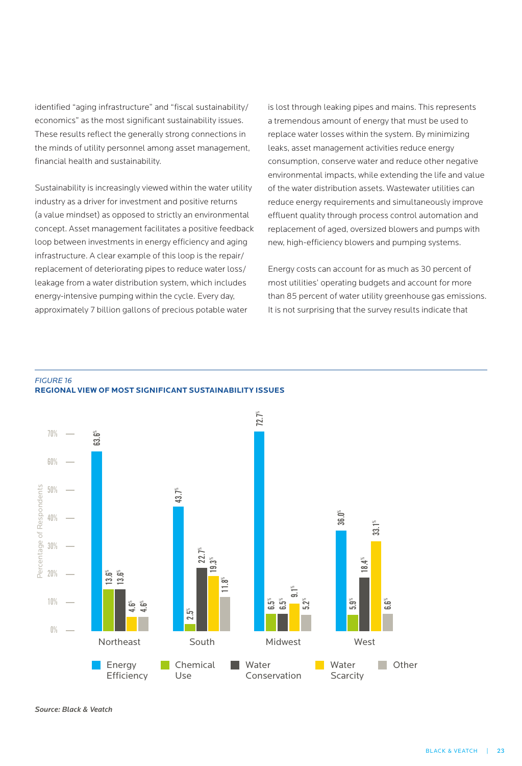identified "aging infrastructure" and "fiscal sustainability/economics" as the most significant sustainability issues. These results reflect the generally strong connections in the minds of utility personnel among asset management, financial health and sustainability.

Sustainability is increasingly viewed within the water utility industry as a driver for investment and positive returns (a value mindset) as opposed to strictly an environmental concept. Asset management facilitates a positive feedback loop between investments in energy efficiency and aging infrastructure. A clear example of this loop is the repair/replacement of deteriorating pipes to reduce water loss/leakage from a water distribution system, which includes energy-intensive pumping within the cycle. Every day, approximately 7 billion gallons of precious potable water is lost through leaking pipes and mains. This represents a tremendous amount of energy that must be used to replace water losses within the system. By minimizing leaks, asset management activities reduce energy consumption, conserve water and reduce other negative environmental impacts, while extending the life and value of the water distribution assets. Wastewater utilities can reduce energy requirements and simultaneously improve effluent quality through process control automation and replacement of aged, oversized blowers and pumps with new, high-efficiency blowers and pumping systems.

Energy costs can account for as much as 30 percent of most utilities' operating budgets and account for more than 85 percent of water utility greenhouse gas emissions. It is not surprising that the survey results indicate that

*FIGURE 16*
**REGIONAL VIEW OF MOST SIGNIFICANT SUSTAINABILITY ISSUES**

| Percentage of Respondents | Energy Efficiency | Chemical Use | Water Conservation | Water Scarcity | Other |
|---|---|---|---|---|---|
| Northeast | 63.6% | 13.6% | 13.6% | 4.6% | 4.6% |
| South | 43.7% | 2.5% | 22.7% | 19.3% | 11.8% |
| Midwest | 72.7% | 6.5% | 6.5% | 9.1% | 5.2% |
| West | 36.0% | 5.9% | 18.4% | 33.1% | 6.6% |

*Source: Black & Veatch*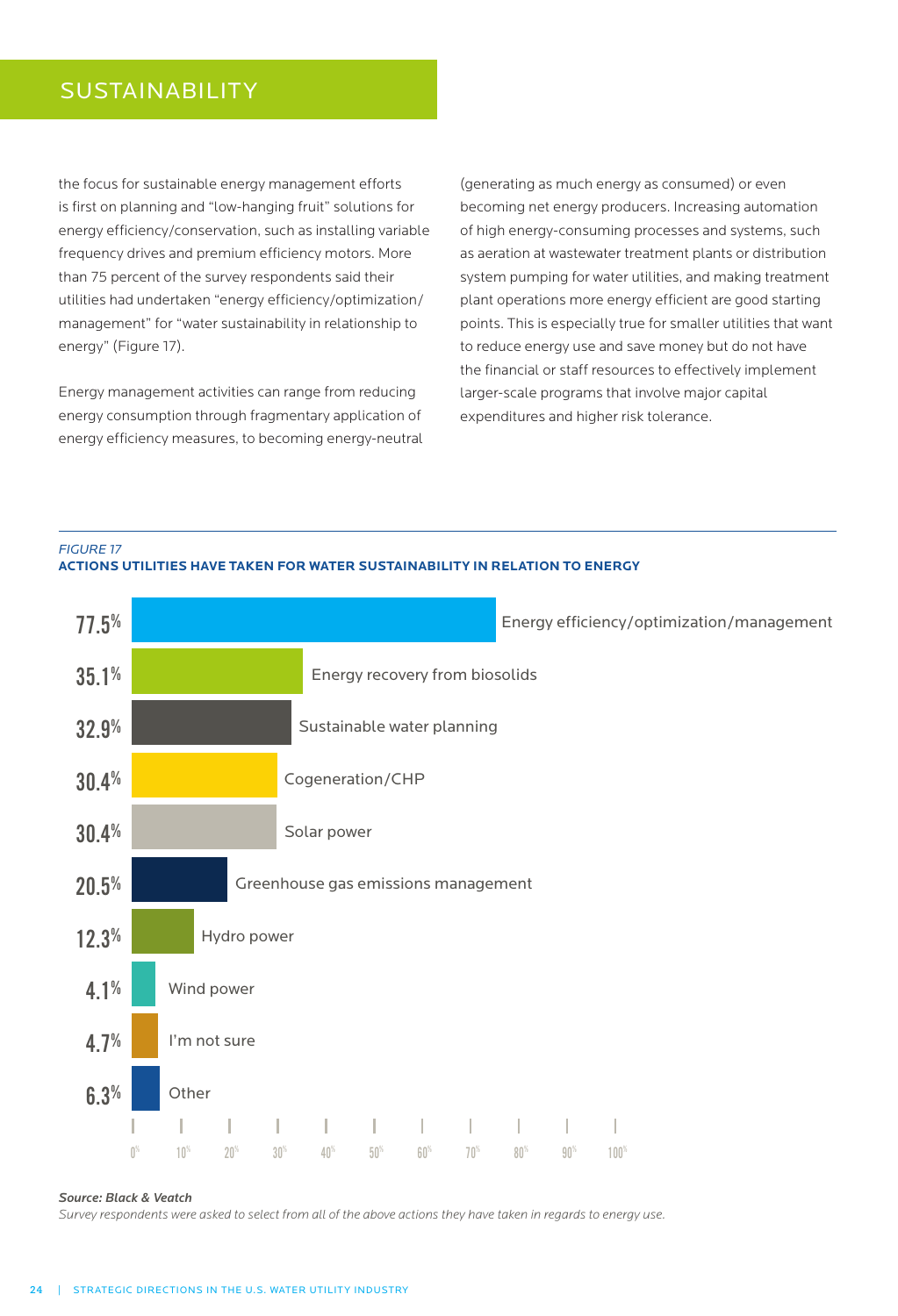## SUSTAINABILITY

the focus for sustainable energy management efforts is first on planning and "low-hanging fruit" solutions for energy efficiency/conservation, such as installing variable frequency drives and premium efficiency motors. More than 75 percent of the survey respondents said their utilities had undertaken "energy efficiency/optimization/management" for "water sustainability in relationship to energy" (Figure 17).

Energy management activities can range from reducing energy consumption through fragmentary application of energy efficiency measures, to becoming energy-neutral (generating as much energy as consumed) or even becoming net energy producers. Increasing automation of high energy-consuming processes and systems, such as aeration at wastewater treatment plants or distribution system pumping for water utilities, and making treatment plant operations more energy efficient are good starting points. This is especially true for smaller utilities that want to reduce energy use and save money but do not have the financial or staff resources to effectively implement larger-scale programs that involve major capital expenditures and higher risk tolerance.

*FIGURE 17*

**ACTIONS UTILITIES HAVE TAKEN FOR WATER SUSTAINABILITY IN RELATION TO ENERGY**

| Action | Percent |
| --- | --- |
| Energy efficiency/optimization/management | 77.5% |
| Energy recovery from biosolids | 35.1% |
| Sustainable water planning | 32.9% |
| Cogeneration/CHP | 30.4% |
| Solar power | 30.4% |
| Greenhouse gas emissions management | 20.5% |
| Hydro power | 12.3% |
| Wind power | 4.1% |
| I'm not sure | 4.7% |
| Other | 6.3% |

***Source: Black & Veatch***

*Survey respondents were asked to select from all of the above actions they have taken in regards to energy use.*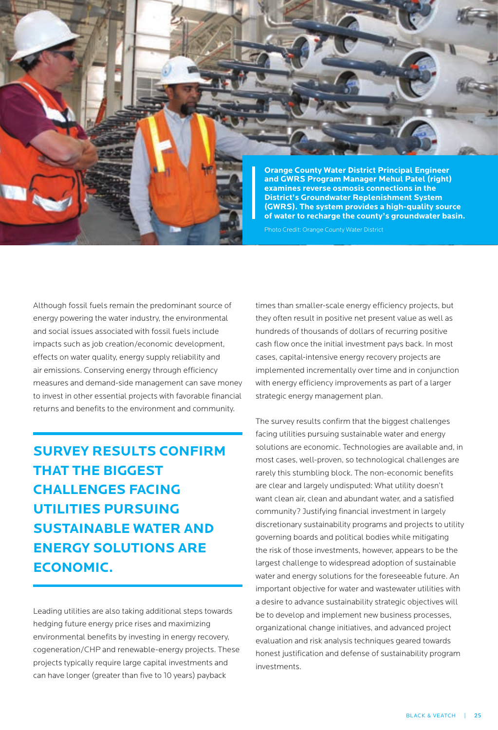**Orange County Water District Principal Engineer and GWRS Program Manager Mehul Patel (right) examines reverse osmosis connections in the District's Groundwater Replenishment System (GWRS). The system provides a high-quality source of water to recharge the county's groundwater basin.**

Photo Credit: Orange County Water District

Although fossil fuels remain the predominant source of energy powering the water industry, the environmental and social issues associated with fossil fuels include impacts such as job creation/economic development, effects on water quality, energy supply reliability and air emissions. Conserving energy through efficiency measures and demand-side management can save money to invest in other essential projects with favorable financial returns and benefits to the environment and community.

## SURVEY RESULTS CONFIRM THAT THE BIGGEST CHALLENGES FACING UTILITIES PURSUING SUSTAINABLE WATER AND ENERGY SOLUTIONS ARE ECONOMIC.

Leading utilities are also taking additional steps towards hedging future energy price rises and maximizing environmental benefits by investing in energy recovery, cogeneration/CHP and renewable-energy projects. These projects typically require large capital investments and can have longer (greater than five to 10 years) payback times than smaller-scale energy efficiency projects, but they often result in positive net present value as well as hundreds of thousands of dollars of recurring positive cash flow once the initial investment pays back. In most cases, capital-intensive energy recovery projects are implemented incrementally over time and in conjunction with energy efficiency improvements as part of a larger strategic energy management plan.

The survey results confirm that the biggest challenges facing utilities pursuing sustainable water and energy solutions are economic. Technologies are available and, in most cases, well-proven, so technological challenges are rarely this stumbling block. The non-economic benefits are clear and largely undisputed: What utility doesn't want clean air, clean and abundant water, and a satisfied community? Justifying financial investment in largely discretionary sustainability programs and projects to utility governing boards and political bodies while mitigating the risk of those investments, however, appears to be the largest challenge to widespread adoption of sustainable water and energy solutions for the foreseeable future. An important objective for water and wastewater utilities with a desire to advance sustainability strategic objectives will be to develop and implement new business processes, organizational change initiatives, and advanced project evaluation and risk analysis techniques geared towards honest justification and defense of sustainability program investments.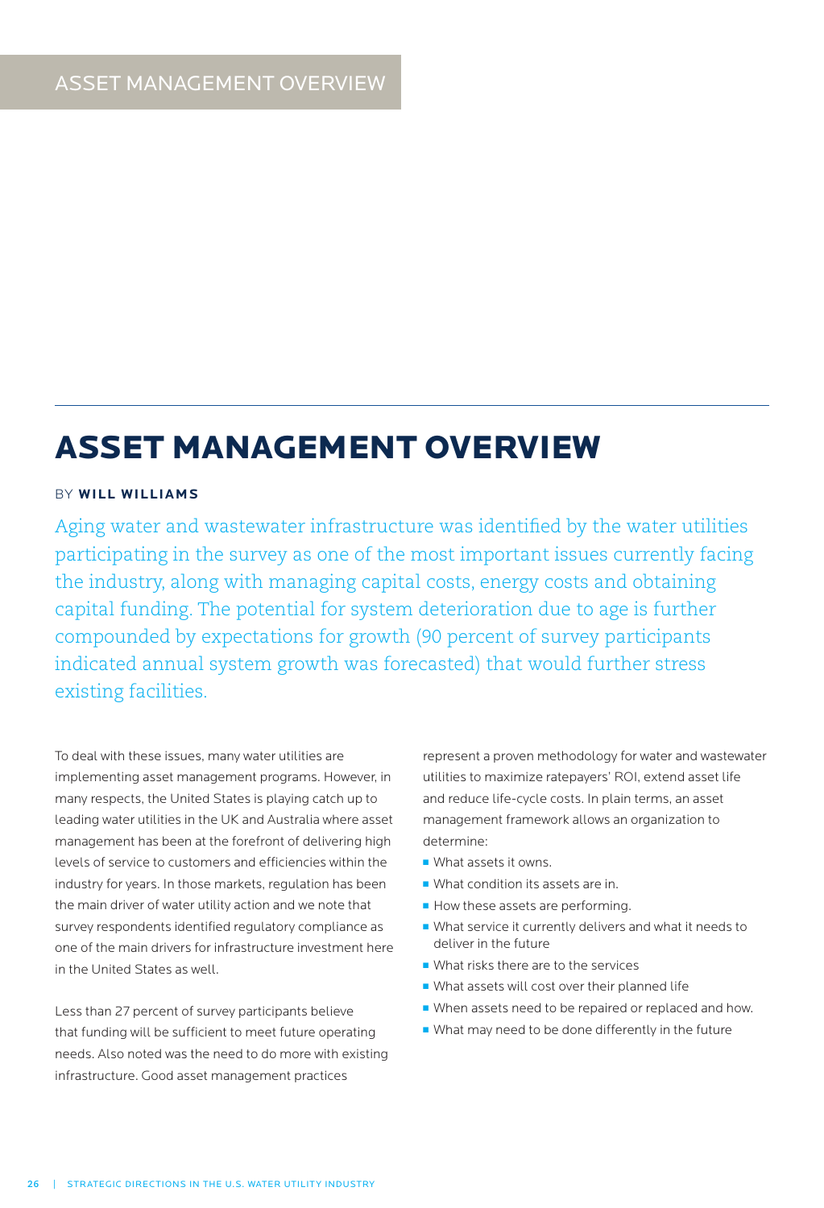ASSET MANAGEMENT OVERVIEW

# ASSET MANAGEMENT OVERVIEW

BY **WILL WILLIAMS**

Aging water and wastewater infrastructure was identified by the water utilities participating in the survey as one of the most important issues currently facing the industry, along with managing capital costs, energy costs and obtaining capital funding. The potential for system deterioration due to age is further compounded by expectations for growth (90 percent of survey participants indicated annual system growth was forecasted) that would further stress existing facilities.

To deal with these issues, many water utilities are implementing asset management programs. However, in many respects, the United States is playing catch up to leading water utilities in the UK and Australia where asset management has been at the forefront of delivering high levels of service to customers and efficiencies within the industry for years. In those markets, regulation has been the main driver of water utility action and we note that survey respondents identified regulatory compliance as one of the main drivers for infrastructure investment here in the United States as well.

Less than 27 percent of survey participants believe that funding will be sufficient to meet future operating needs. Also noted was the need to do more with existing infrastructure. Good asset management practices represent a proven methodology for water and wastewater utilities to maximize ratepayers' ROI, extend asset life and reduce life-cycle costs. In plain terms, an asset management framework allows an organization to determine:

- What assets it owns.
- What condition its assets are in.
- How these assets are performing.
- What service it currently delivers and what it needs to deliver in the future
- What risks there are to the services
- What assets will cost over their planned life
- When assets need to be repaired or replaced and how.
- What may need to be done differently in the future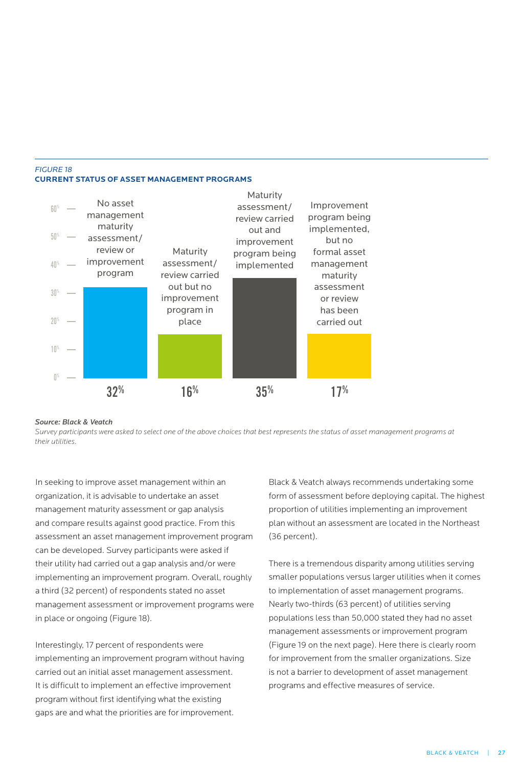*FIGURE 18*

**CURRENT STATUS OF ASSET MANAGEMENT PROGRAMS**

| Status | Percent |
|---|---|
| No asset management maturity assessment/ review or improvement program | 32% |
| Maturity assessment/ review carried out but no improvement program in place | 16% |
| Maturity assessment/ review carried out and improvement program being implemented | 35% |
| Improvement program being implemented, but no formal asset management maturity assessment or review has been carried out | 17% |

***Source: Black & Veatch***

*Survey participants were asked to select one of the above choices that best represents the status of asset management programs at their utilities.*

In seeking to improve asset management within an organization, it is advisable to undertake an asset management maturity assessment or gap analysis and compare results against good practice. From this assessment an asset management improvement program can be developed. Survey participants were asked if their utility had carried out a gap analysis and/or were implementing an improvement program. Overall, roughly a third (32 percent) of respondents stated no asset management assessment or improvement programs were in place or ongoing (Figure 18).

Interestingly, 17 percent of respondents were implementing an improvement program without having carried out an initial asset management assessment. It is difficult to implement an effective improvement program without first identifying what the existing gaps are and what the priorities are for improvement. Black & Veatch always recommends undertaking some form of assessment before deploying capital. The highest proportion of utilities implementing an improvement plan without an assessment are located in the Northeast (36 percent).

There is a tremendous disparity among utilities serving smaller populations versus larger utilities when it comes to implementation of asset management programs. Nearly two-thirds (63 percent) of utilities serving populations less than 50,000 stated they had no asset management assessments or improvement program (Figure 19 on the next page). Here there is clearly room for improvement from the smaller organizations. Size is not a barrier to development of asset management programs and effective measures of service.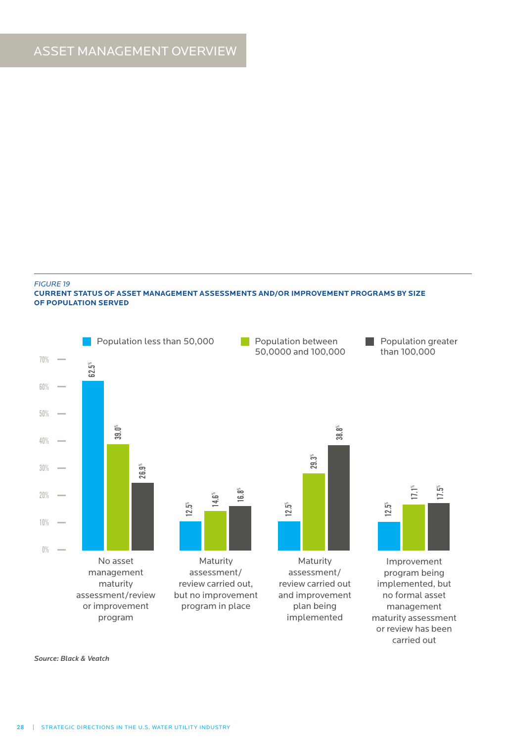# ASSET MANAGEMENT OVERVIEW

*FIGURE 19*

**CURRENT STATUS OF ASSET MANAGEMENT ASSESSMENTS AND/OR IMPROVEMENT PROGRAMS BY SIZE OF POPULATION SERVED**

| | Population less than 50,000 | Population between 50,0000 and 100,000 | Population greater than 100,000 |
|---|---|---|---|
| No asset management maturity assessment/review or improvement program | 62.5% | 39.0% | 26.9% |
| Maturity assessment/ review carried out, but no improvement program in place | 12.5% | 14.6% | 16.8% |
| Maturity assessment/ review carried out and improvement plan being implemented | 12.5% | 29.3% | 38.8% |
| Improvement program being implemented, but no formal asset management maturity assessment or review has been carried out | 12.5% | 17.1% | 17.5% |

*Source: Black & Veatch*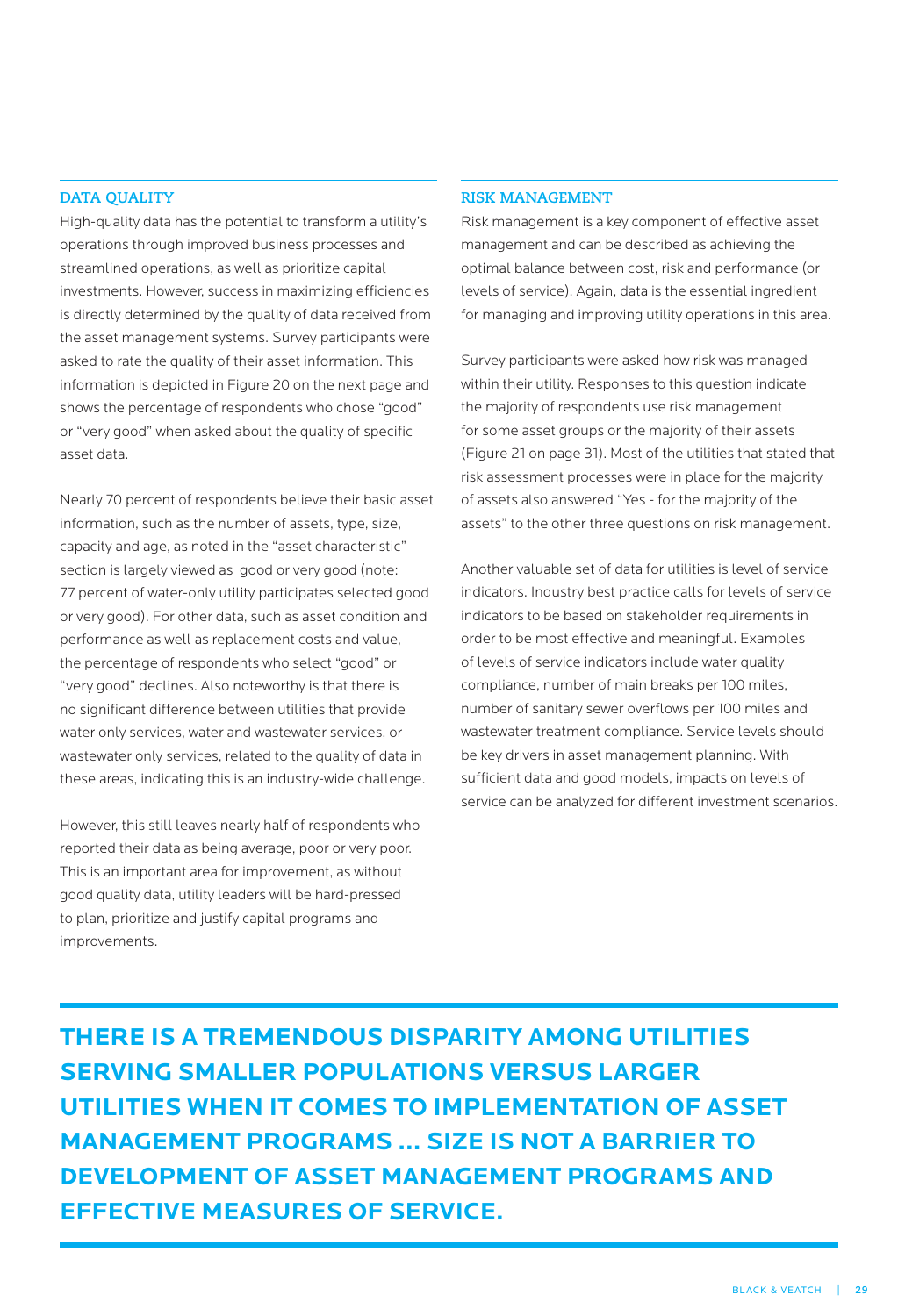## DATA QUALITY

High-quality data has the potential to transform a utility's operations through improved business processes and streamlined operations, as well as prioritize capital investments. However, success in maximizing efficiencies is directly determined by the quality of data received from the asset management systems. Survey participants were asked to rate the quality of their asset information. This information is depicted in Figure 20 on the next page and shows the percentage of respondents who chose "good" or "very good" when asked about the quality of specific asset data.

Nearly 70 percent of respondents believe their basic asset information, such as the number of assets, type, size, capacity and age, as noted in the "asset characteristic" section is largely viewed as good or very good (note: 77 percent of water-only utility participates selected good or very good). For other data, such as asset condition and performance as well as replacement costs and value, the percentage of respondents who select "good" or "very good" declines. Also noteworthy is that there is no significant difference between utilities that provide water only services, water and wastewater services, or wastewater only services, related to the quality of data in these areas, indicating this is an industry-wide challenge.

However, this still leaves nearly half of respondents who reported their data as being average, poor or very poor. This is an important area for improvement, as without good quality data, utility leaders will be hard-pressed to plan, prioritize and justify capital programs and improvements.

## RISK MANAGEMENT

Risk management is a key component of effective asset management and can be described as achieving the optimal balance between cost, risk and performance (or levels of service). Again, data is the essential ingredient for managing and improving utility operations in this area.

Survey participants were asked how risk was managed within their utility. Responses to this question indicate the majority of respondents use risk management for some asset groups or the majority of their assets (Figure 21 on page 31). Most of the utilities that stated that risk assessment processes were in place for the majority of assets also answered "Yes - for the majority of the assets" to the other three questions on risk management.

Another valuable set of data for utilities is level of service indicators. Industry best practice calls for levels of service indicators to be based on stakeholder requirements in order to be most effective and meaningful. Examples of levels of service indicators include water quality compliance, number of main breaks per 100 miles, number of sanitary sewer overflows per 100 miles and wastewater treatment compliance. Service levels should be key drivers in asset management planning. With sufficient data and good models, impacts on levels of service can be analyzed for different investment scenarios.

**THERE IS A TREMENDOUS DISPARITY AMONG UTILITIES SERVING SMALLER POPULATIONS VERSUS LARGER UTILITIES WHEN IT COMES TO IMPLEMENTATION OF ASSET MANAGEMENT PROGRAMS ... SIZE IS NOT A BARRIER TO DEVELOPMENT OF ASSET MANAGEMENT PROGRAMS AND EFFECTIVE MEASURES OF SERVICE.**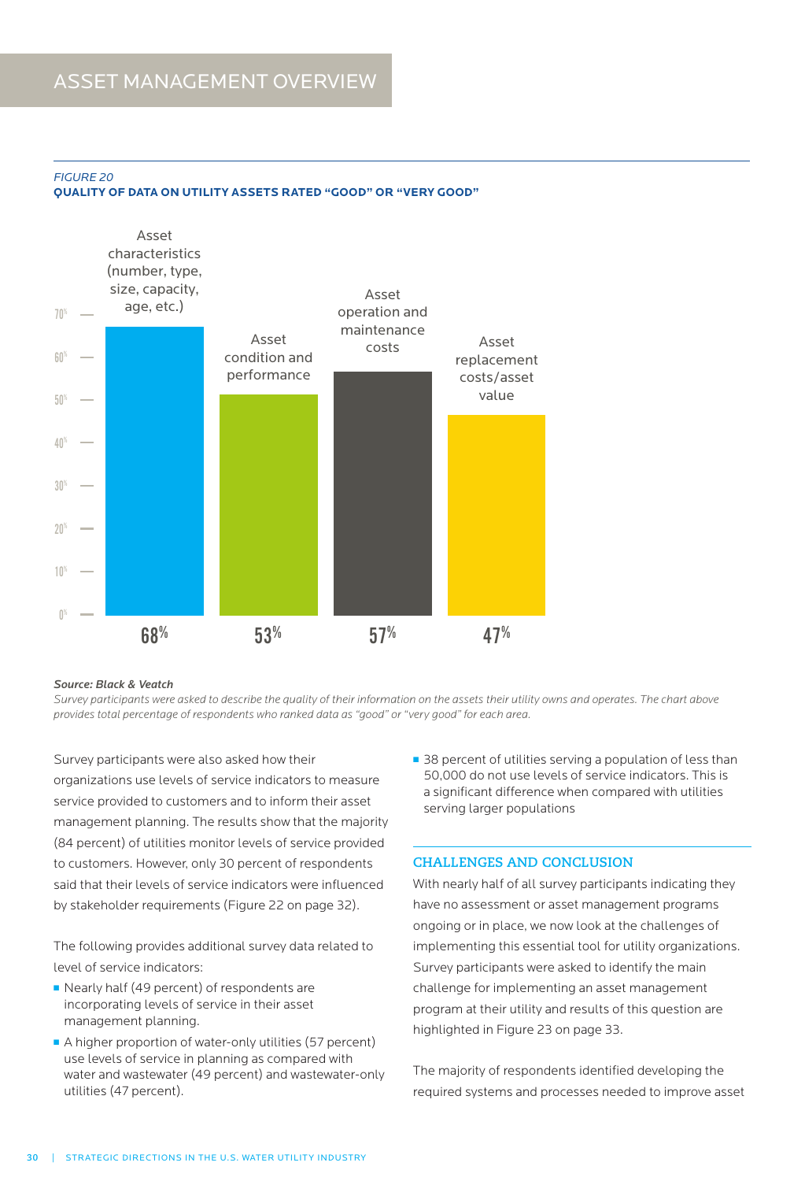## ASSET MANAGEMENT OVERVIEW

*FIGURE 20*

**QUALITY OF DATA ON UTILITY ASSETS RATED "GOOD" OR "VERY GOOD"**

| Asset characteristics (number, type, size, capacity, age, etc.) | Asset condition and performance | Asset operation and maintenance costs | Asset replacement costs/asset value |
|---|---|---|---|
| 68% | 53% | 57% | 47% |

***Source: Black & Veatch***

*Survey participants were asked to describe the quality of their information on the assets their utility owns and operates. The chart above provides total percentage of respondents who ranked data as "good" or "very good" for each area.*

Survey participants were also asked how their organizations use levels of service indicators to measure service provided to customers and to inform their asset management planning. The results show that the majority (84 percent) of utilities monitor levels of service provided to customers. However, only 30 percent of respondents said that their levels of service indicators were influenced by stakeholder requirements (Figure 22 on page 32).

The following provides additional survey data related to level of service indicators:

- Nearly half (49 percent) of respondents are incorporating levels of service in their asset management planning.
- A higher proportion of water-only utilities (57 percent) use levels of service in planning as compared with water and wastewater (49 percent) and wastewater-only utilities (47 percent).
- 38 percent of utilities serving a population of less than 50,000 do not use levels of service indicators. This is a significant difference when compared with utilities serving larger populations

### CHALLENGES AND CONCLUSION

With nearly half of all survey participants indicating they have no assessment or asset management programs ongoing or in place, we now look at the challenges of implementing this essential tool for utility organizations. Survey participants were asked to identify the main challenge for implementing an asset management program at their utility and results of this question are highlighted in Figure 23 on page 33.

The majority of respondents identified developing the required systems and processes needed to improve asset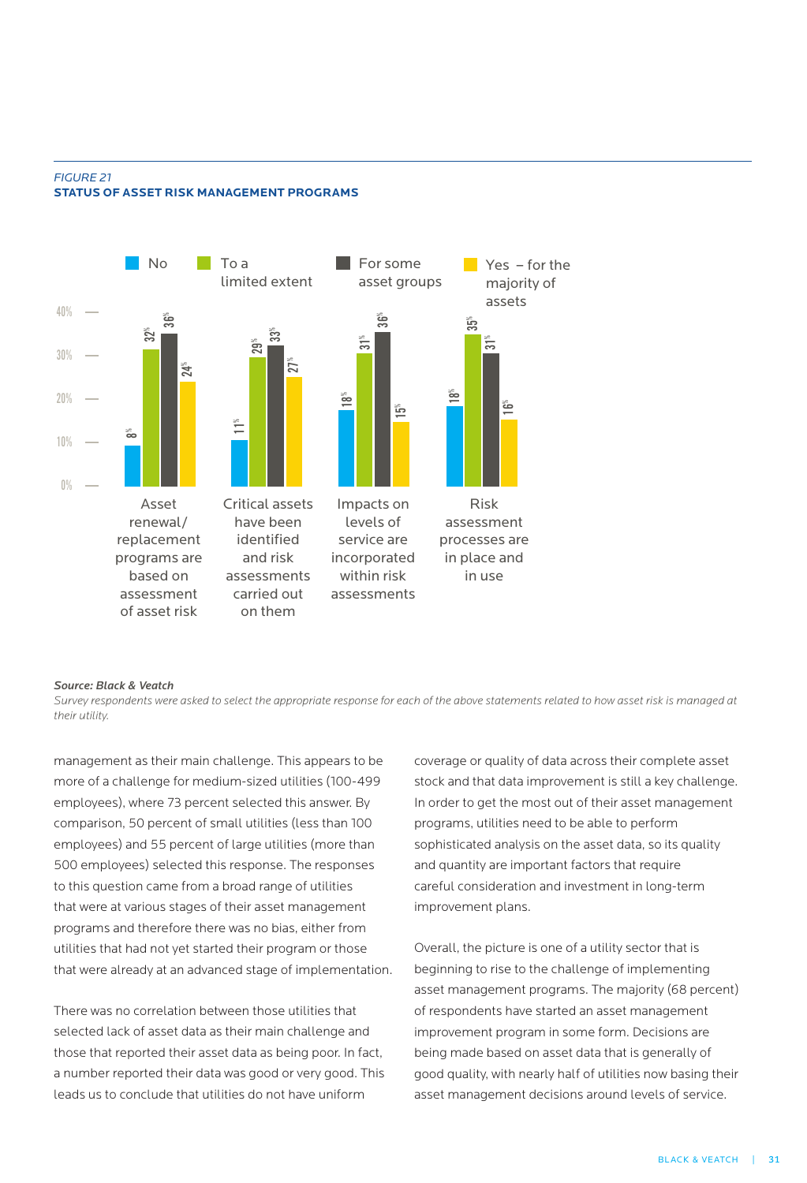*FIGURE 21*
**STATUS OF ASSET RISK MANAGEMENT PROGRAMS**

| | No | To a limited extent | For some asset groups | Yes – for the majority of assets |
|---|---|---|---|---|
| Asset renewal/replacement programs are based on assessment of asset risk | 8% | 32% | 36% | 24% |
| Critical assets have been identified and risk assessments carried out on them | 11% | 29% | 33% | 27% |
| Impacts on levels of service are incorporated within risk assessments | 18% | 31% | 36% | 15% |
| Risk assessment processes are in place and in use | 18% | 35% | 31% | 16% |

***Source: Black & Veatch***
*Survey respondents were asked to select the appropriate response for each of the above statements related to how asset risk is managed at their utility.*

management as their main challenge. This appears to be more of a challenge for medium-sized utilities (100-499 employees), where 73 percent selected this answer. By comparison, 50 percent of small utilities (less than 100 employees) and 55 percent of large utilities (more than 500 employees) selected this response. The responses to this question came from a broad range of utilities that were at various stages of their asset management programs and therefore there was no bias, either from utilities that had not yet started their program or those that were already at an advanced stage of implementation.

There was no correlation between those utilities that selected lack of asset data as their main challenge and those that reported their asset data as being poor. In fact, a number reported their data was good or very good. This leads us to conclude that utilities do not have uniform coverage or quality of data across their complete asset stock and that data improvement is still a key challenge. In order to get the most out of their asset management programs, utilities need to be able to perform sophisticated analysis on the asset data, so its quality and quantity are important factors that require careful consideration and investment in long-term improvement plans.

Overall, the picture is one of a utility sector that is beginning to rise to the challenge of implementing asset management programs. The majority (68 percent) of respondents have started an asset management improvement program in some form. Decisions are being made based on asset data that is generally of good quality, with nearly half of utilities now basing their asset management decisions around levels of service.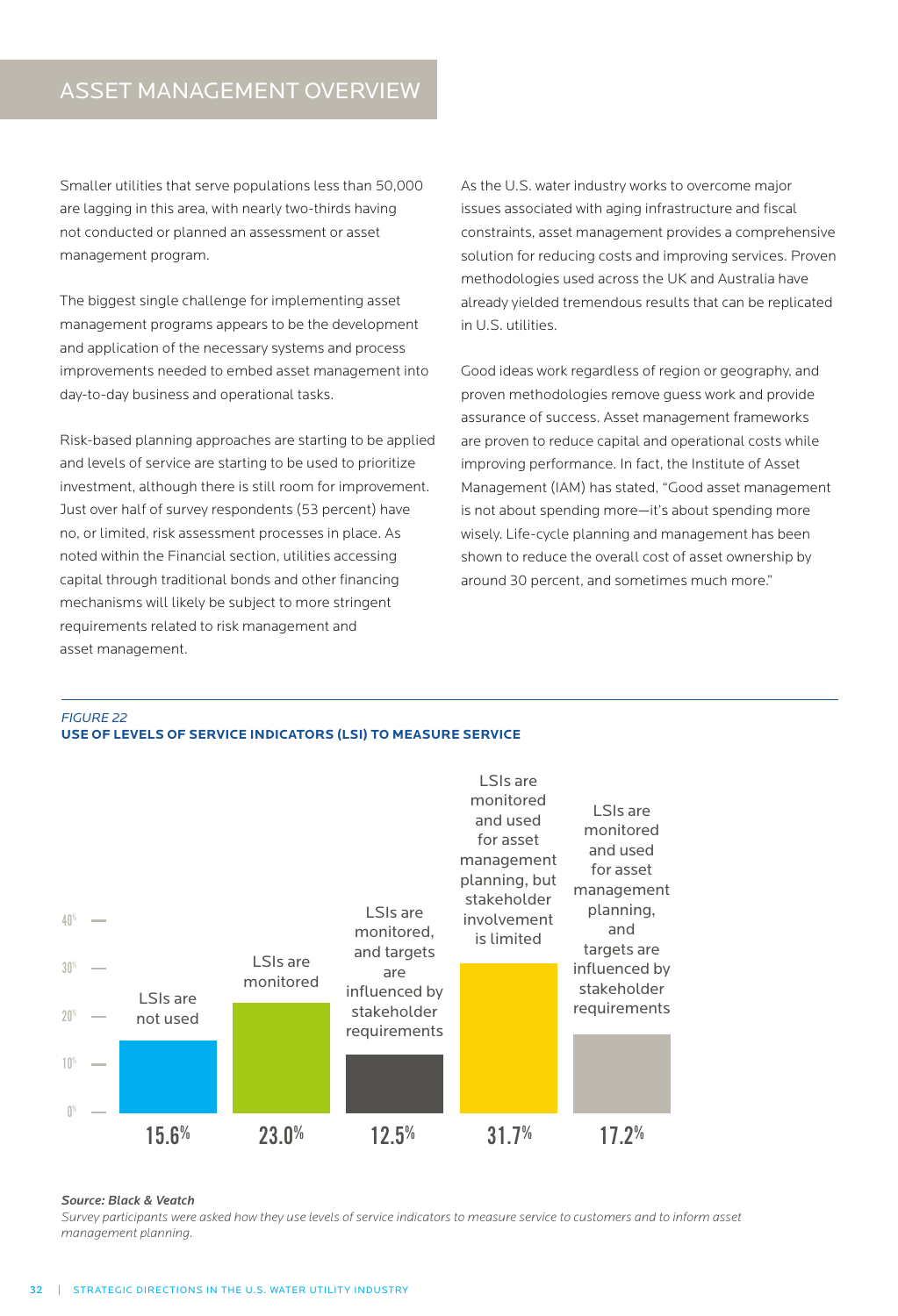## ASSET MANAGEMENT OVERVIEW

Smaller utilities that serve populations less than 50,000 are lagging in this area, with nearly two-thirds having not conducted or planned an assessment or asset management program.

The biggest single challenge for implementing asset management programs appears to be the development and application of the necessary systems and process improvements needed to embed asset management into day-to-day business and operational tasks.

Risk-based planning approaches are starting to be applied and levels of service are starting to be used to prioritize investment, although there is still room for improvement. Just over half of survey respondents (53 percent) have no, or limited, risk assessment processes in place. As noted within the Financial section, utilities accessing capital through traditional bonds and other financing mechanisms will likely be subject to more stringent requirements related to risk management and asset management.

As the U.S. water industry works to overcome major issues associated with aging infrastructure and fiscal constraints, asset management provides a comprehensive solution for reducing costs and improving services. Proven methodologies used across the UK and Australia have already yielded tremendous results that can be replicated in U.S. utilities.

Good ideas work regardless of region or geography, and proven methodologies remove guess work and provide assurance of success. Asset management frameworks are proven to reduce capital and operational costs while improving performance. In fact, the Institute of Asset Management (IAM) has stated, "Good asset management is not about spending more—it's about spending more wisely. Life-cycle planning and management has been shown to reduce the overall cost of asset ownership by around 30 percent, and sometimes much more."

*FIGURE 22*
**USE OF LEVELS OF SERVICE INDICATORS (LSI) TO MEASURE SERVICE**

| Response | Percent |
|---|---|
| LSIs are not used | 15.6% |
| LSIs are monitored | 23.0% |
| LSIs are monitored, and targets are influenced by stakeholder requirements | 12.5% |
| LSIs are monitored and used for asset management planning, but stakeholder involvement is limited | 31.7% |
| LSIs are monitored and used for asset management planning, and targets are influenced by stakeholder requirements | 17.2% |

***Source: Black & Veatch***
*Survey participants were asked how they use levels of service indicators to measure service to customers and to inform asset management planning.*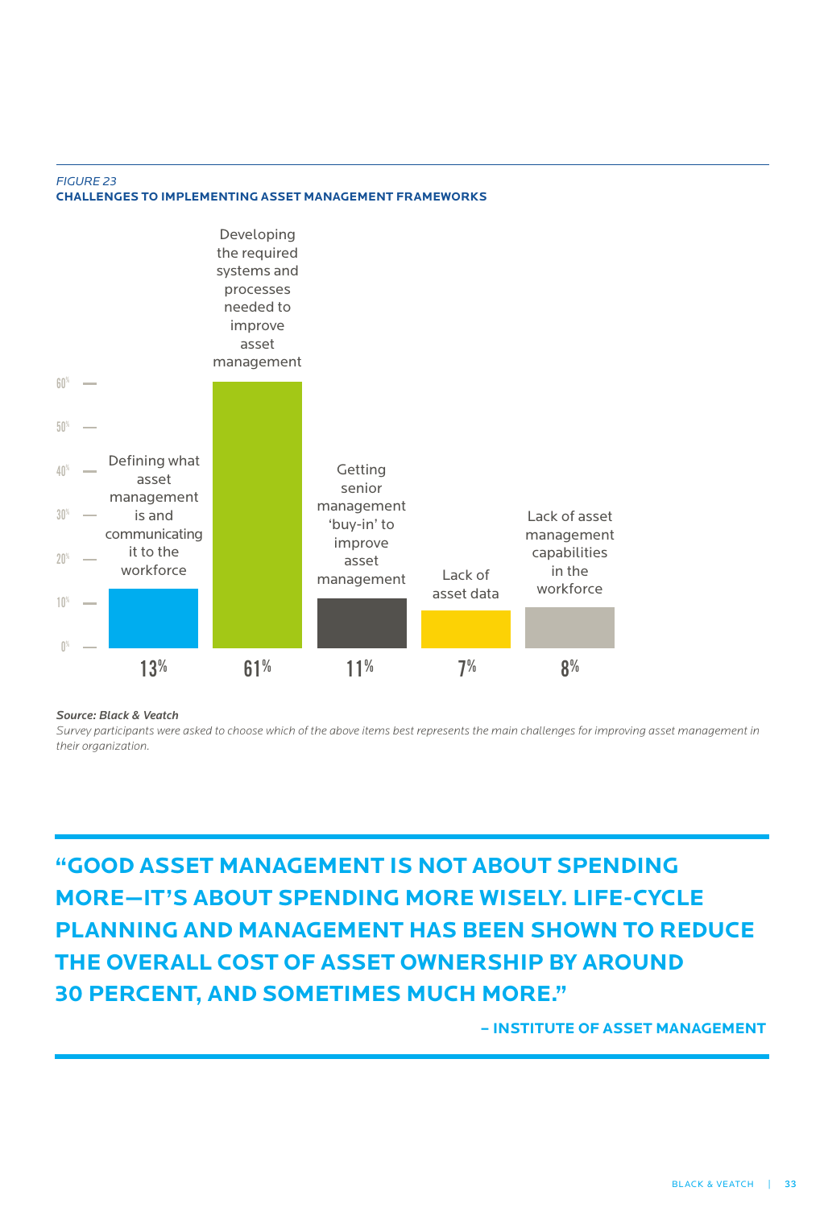*FIGURE 23*
**CHALLENGES TO IMPLEMENTING ASSET MANAGEMENT FRAMEWORKS**

| Challenge | Percentage |
| --- | --- |
| Defining what asset management is and communicating it to the workforce | 13% |
| Developing the required systems and processes needed to improve asset management | 61% |
| Getting senior management 'buy-in' to improve asset management | 11% |
| Lack of asset data | 7% |
| Lack of asset management capabilities in the workforce | 8% |

***Source: Black & Veatch***
*Survey participants were asked to choose which of the above items best represents the main challenges for improving asset management in their organization.*

**"GOOD ASSET MANAGEMENT IS NOT ABOUT SPENDING MORE—IT'S ABOUT SPENDING MORE WISELY. LIFE-CYCLE PLANNING AND MANAGEMENT HAS BEEN SHOWN TO REDUCE THE OVERALL COST OF ASSET OWNERSHIP BY AROUND 30 PERCENT, AND SOMETIMES MUCH MORE."**

**– INSTITUTE OF ASSET MANAGEMENT**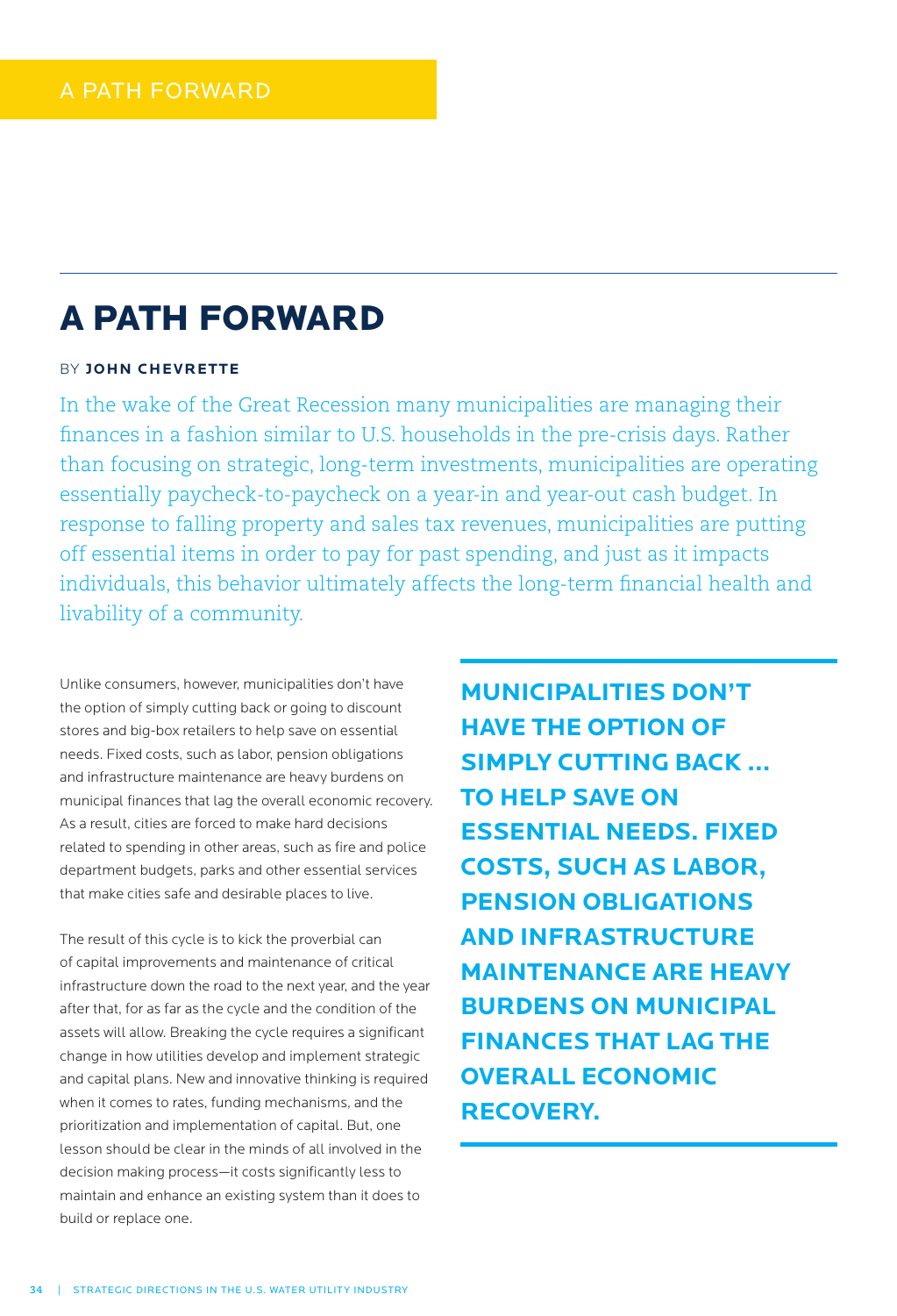# A PATH FORWARD

BY **JOHN CHEVRETTE**

In the wake of the Great Recession many municipalities are managing their finances in a fashion similar to U.S. households in the pre-crisis days. Rather than focusing on strategic, long-term investments, municipalities are operating essentially paycheck-to-paycheck on a year-in and year-out cash budget. In response to falling property and sales tax revenues, municipalities are putting off essential items in order to pay for past spending, and just as it impacts individuals, this behavior ultimately affects the long-term financial health and livability of a community.

Unlike consumers, however, municipalities don't have the option of simply cutting back or going to discount stores and big-box retailers to help save on essential needs. Fixed costs, such as labor, pension obligations and infrastructure maintenance are heavy burdens on municipal finances that lag the overall economic recovery. As a result, cities are forced to make hard decisions related to spending in other areas, such as fire and police department budgets, parks and other essential services that make cities safe and desirable places to live.

The result of this cycle is to kick the proverbial can of capital improvements and maintenance of critical infrastructure down the road to the next year, and the year after that, for as far as the cycle and the condition of the assets will allow. Breaking the cycle requires a significant change in how utilities develop and implement strategic and capital plans. New and innovative thinking is required when it comes to rates, funding mechanisms, and the prioritization and implementation of capital. But, one lesson should be clear in the minds of all involved in the decision making process—it costs significantly less to maintain and enhance an existing system than it does to build or replace one.

**MUNICIPALITIES DON'T HAVE THE OPTION OF SIMPLY CUTTING BACK ... TO HELP SAVE ON ESSENTIAL NEEDS. FIXED COSTS, SUCH AS LABOR, PENSION OBLIGATIONS AND INFRASTRUCTURE MAINTENANCE ARE HEAVY BURDENS ON MUNICIPAL FINANCES THAT LAG THE OVERALL ECONOMIC RECOVERY.**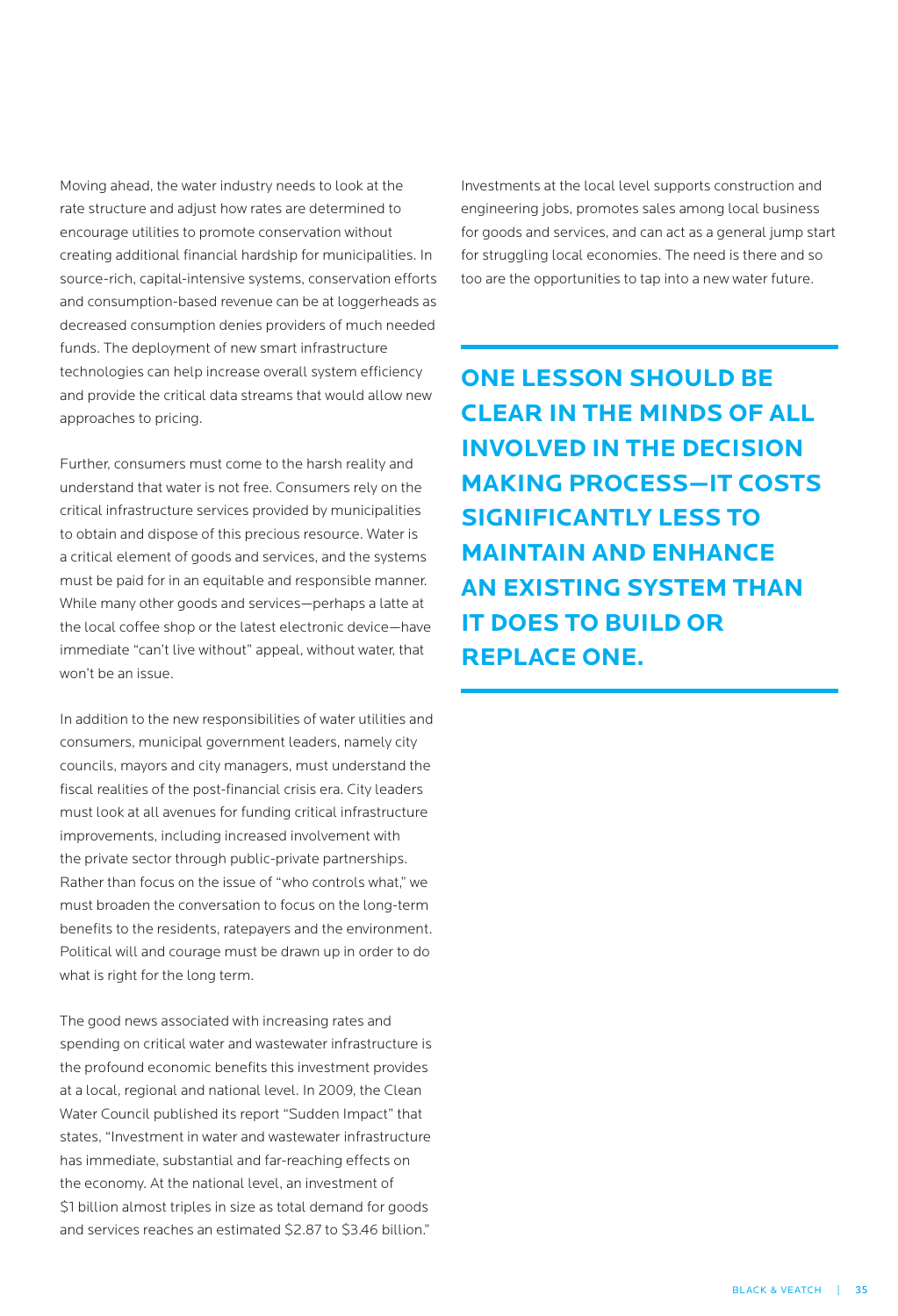Moving ahead, the water industry needs to look at the rate structure and adjust how rates are determined to encourage utilities to promote conservation without creating additional financial hardship for municipalities. In source-rich, capital-intensive systems, conservation efforts and consumption-based revenue can be at loggerheads as decreased consumption denies providers of much needed funds. The deployment of new smart infrastructure technologies can help increase overall system efficiency and provide the critical data streams that would allow new approaches to pricing.

Further, consumers must come to the harsh reality and understand that water is not free. Consumers rely on the critical infrastructure services provided by municipalities to obtain and dispose of this precious resource. Water is a critical element of goods and services, and the systems must be paid for in an equitable and responsible manner. While many other goods and services—perhaps a latte at the local coffee shop or the latest electronic device—have immediate "can't live without" appeal, without water, that won't be an issue.

In addition to the new responsibilities of water utilities and consumers, municipal government leaders, namely city councils, mayors and city managers, must understand the fiscal realities of the post-financial crisis era. City leaders must look at all avenues for funding critical infrastructure improvements, including increased involvement with the private sector through public-private partnerships. Rather than focus on the issue of "who controls what," we must broaden the conversation to focus on the long-term benefits to the residents, ratepayers and the environment. Political will and courage must be drawn up in order to do what is right for the long term.

The good news associated with increasing rates and spending on critical water and wastewater infrastructure is the profound economic benefits this investment provides at a local, regional and national level. In 2009, the Clean Water Council published its report "Sudden Impact" that states, "Investment in water and wastewater infrastructure has immediate, substantial and far-reaching effects on the economy. At the national level, an investment of \$1 billion almost triples in size as total demand for goods and services reaches an estimated \$2.87 to \$3.46 billion."

Investments at the local level supports construction and engineering jobs, promotes sales among local business for goods and services, and can act as a general jump start for struggling local economies. The need is there and so too are the opportunities to tap into a new water future.

**ONE LESSON SHOULD BE CLEAR IN THE MINDS OF ALL INVOLVED IN THE DECISION MAKING PROCESS—IT COSTS SIGNIFICANTLY LESS TO MAINTAIN AND ENHANCE AN EXISTING SYSTEM THAN IT DOES TO BUILD OR REPLACE ONE.**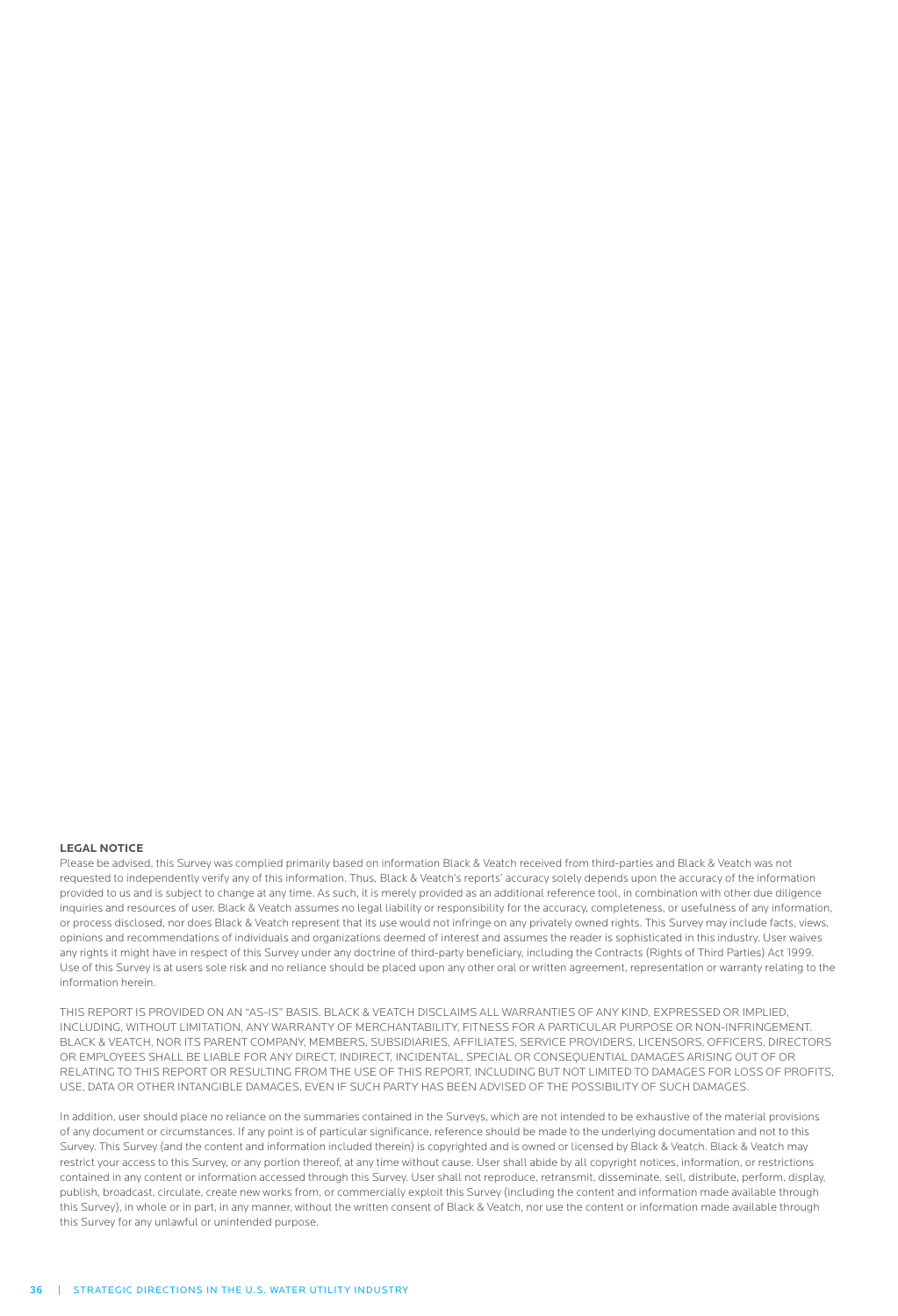**LEGAL NOTICE**

Please be advised, this Survey was complied primarily based on information Black & Veatch received from third-parties and Black & Veatch was not requested to independently verify any of this information. Thus, Black & Veatch's reports' accuracy solely depends upon the accuracy of the information provided to us and is subject to change at any time. As such, it is merely provided as an additional reference tool, in combination with other due diligence inquiries and resources of user. Black & Veatch assumes no legal liability or responsibility for the accuracy, completeness, or usefulness of any information, or process disclosed, nor does Black & Veatch represent that its use would not infringe on any privately owned rights. This Survey may include facts, views, opinions and recommendations of individuals and organizations deemed of interest and assumes the reader is sophisticated in this industry. User waives any rights it might have in respect of this Survey under any doctrine of third-party beneficiary, including the Contracts (Rights of Third Parties) Act 1999. Use of this Survey is at users sole risk and no reliance should be placed upon any other oral or written agreement, representation or warranty relating to the information herein.

THIS REPORT IS PROVIDED ON AN "AS-IS" BASIS. BLACK & VEATCH DISCLAIMS ALL WARRANTIES OF ANY KIND, EXPRESSED OR IMPLIED, INCLUDING, WITHOUT LIMITATION, ANY WARRANTY OF MERCHANTABILITY, FITNESS FOR A PARTICULAR PURPOSE OR NON-INFRINGEMENT. BLACK & VEATCH, NOR ITS PARENT COMPANY, MEMBERS, SUBSIDIARIES, AFFILIATES, SERVICE PROVIDERS, LICENSORS, OFFICERS, DIRECTORS OR EMPLOYEES SHALL BE LIABLE FOR ANY DIRECT, INDIRECT, INCIDENTAL, SPECIAL OR CONSEQUENTIAL DAMAGES ARISING OUT OF OR RELATING TO THIS REPORT OR RESULTING FROM THE USE OF THIS REPORT, INCLUDING BUT NOT LIMITED TO DAMAGES FOR LOSS OF PROFITS, USE, DATA OR OTHER INTANGIBLE DAMAGES, EVEN IF SUCH PARTY HAS BEEN ADVISED OF THE POSSIBILITY OF SUCH DAMAGES.

In addition, user should place no reliance on the summaries contained in the Surveys, which are not intended to be exhaustive of the material provisions of any document or circumstances. If any point is of particular significance, reference should be made to the underlying documentation and not to this Survey. This Survey (and the content and information included therein) is copyrighted and is owned or licensed by Black & Veatch. Black & Veatch may restrict your access to this Survey, or any portion thereof, at any time without cause. User shall abide by all copyright notices, information, or restrictions contained in any content or information accessed through this Survey. User shall not reproduce, retransmit, disseminate, sell, distribute, perform, display, publish, broadcast, circulate, create new works from, or commercially exploit this Survey (including the content and information made available through this Survey), in whole or in part, in any manner, without the written consent of Black & Veatch, nor use the content or information made available through this Survey for any unlawful or unintended purpose.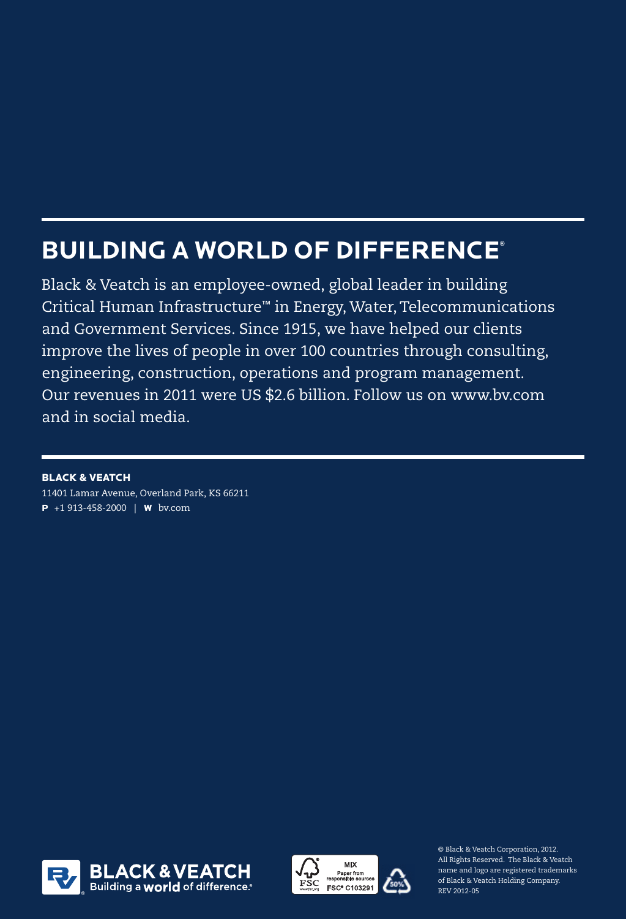## BUILDING A WORLD OF DIFFERENCE®

Black & Veatch is an employee-owned, global leader in building Critical Human Infrastructure™ in Energy, Water, Telecommunications and Government Services. Since 1915, we have helped our clients improve the lives of people in over 100 countries through consulting, engineering, construction, operations and program management. Our revenues in 2011 were US $2.6 billion. Follow us on www.bv.com and in social media.

**BLACK & VEATCH**
11401 Lamar Avenue, Overland Park, KS 66211
**P** +1 913-458-2000 | **W** bv.com

BLACK & VEATCH
Building a world of difference.®

MIX
Paper from responsible sources
FSC® C103291

50%

© Black & Veatch Corporation, 2012.
All Rights Reserved. The Black & Veatch name and logo are registered trademarks of Black & Veatch Holding Company.
REV 2012-05